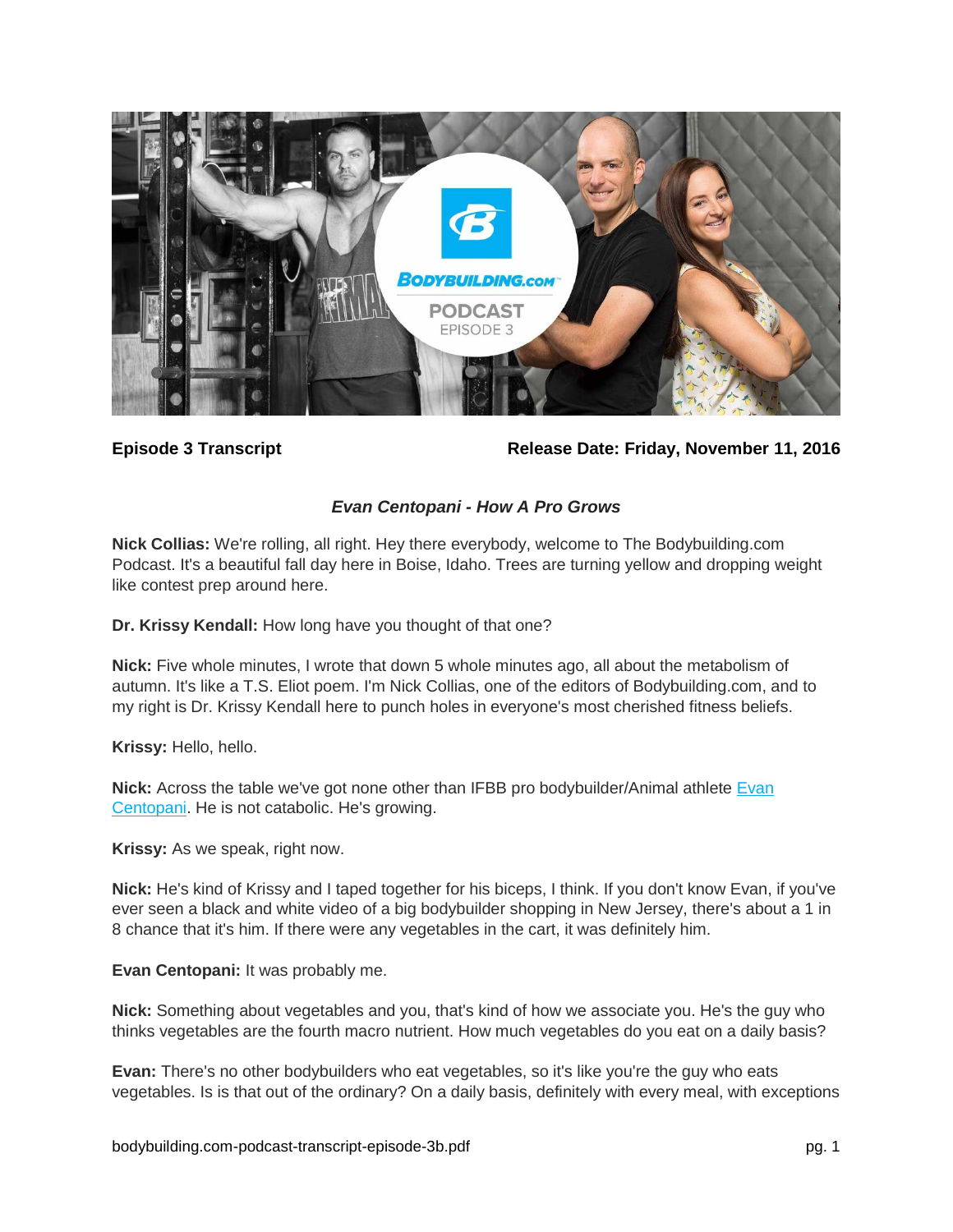**Episode 3 Transcript** **Release Date: Friday, November 11, 2016**

### *Evan Centopani - How A Pro Grows*

**Nick Collias:** We're rolling, all right. Hey there everybody, welcome to The Bodybuilding.com Podcast. It's a beautiful fall day here in Boise, Idaho. Trees are turning yellow and dropping weight like contest prep around here.

**Dr. Krissy Kendall:** How long have you thought of that one?

**Nick:** Five whole minutes, I wrote that down 5 whole minutes ago, all about the metabolism of autumn. It's like a T.S. Eliot poem. I'm Nick Collias, one of the editors of Bodybuilding.com, and to my right is Dr. Krissy Kendall here to punch holes in everyone's most cherished fitness beliefs.

**Krissy:** Hello, hello.

**Nick:** Across the table we've got none other than IFBB pro bodybuilder/Animal athlete Evan Centopani. He is not catabolic. He's growing.

**Krissy:** As we speak, right now.

**Nick:** He's kind of Krissy and I taped together for his biceps, I think. If you don't know Evan, if you've ever seen a black and white video of a big bodybuilder shopping in New Jersey, there's about a 1 in 8 chance that it's him. If there were any vegetables in the cart, it was definitely him.

**Evan Centopani:** It was probably me.

**Nick:** Something about vegetables and you, that's kind of how we associate you. He's the guy who thinks vegetables are the fourth macro nutrient. How much vegetables do you eat on a daily basis?

**Evan:** There's no other bodybuilders who eat vegetables, so it's like you're the guy who eats vegetables. Is is that out of the ordinary? On a daily basis, definitely with every meal, with exceptions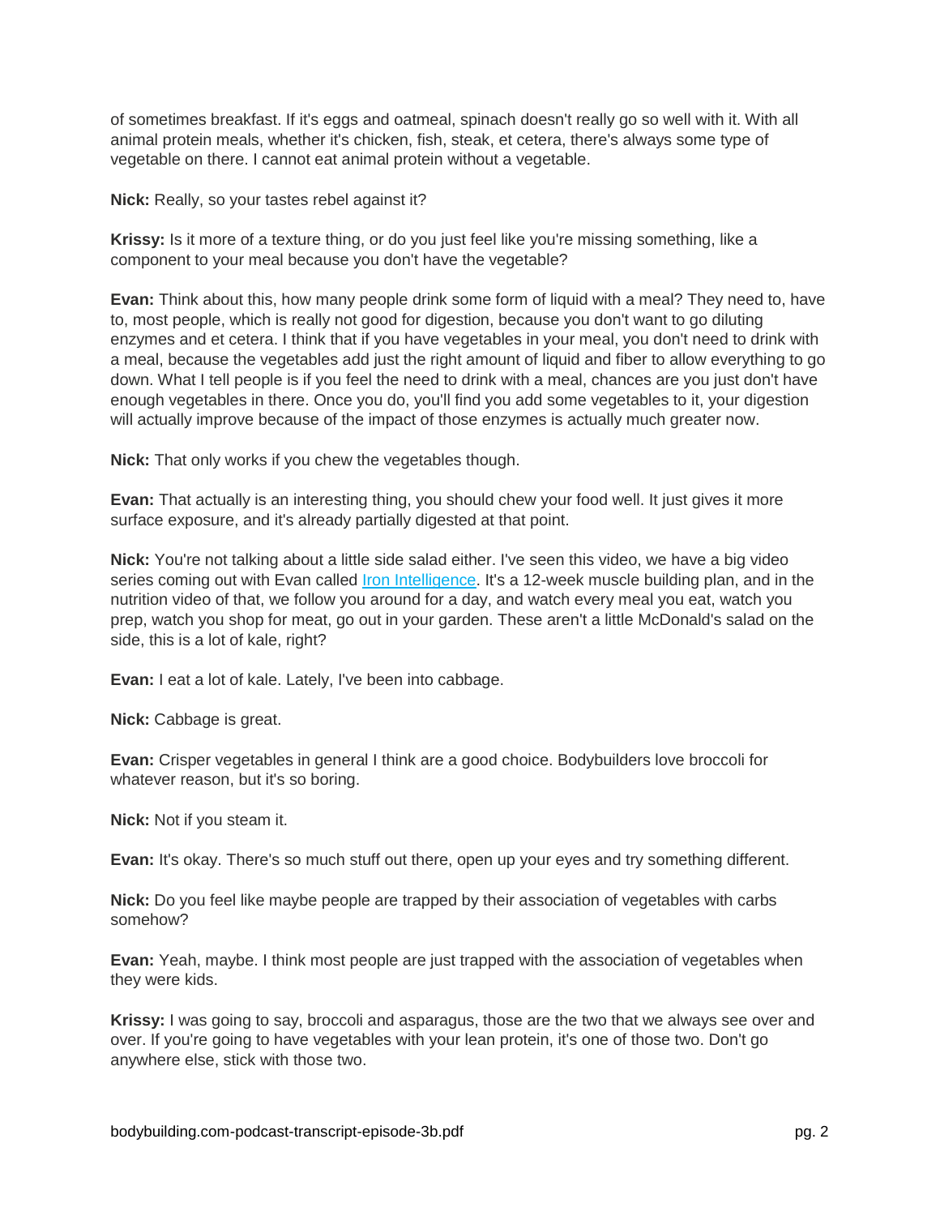of sometimes breakfast. If it's eggs and oatmeal, spinach doesn't really go so well with it. With all animal protein meals, whether it's chicken, fish, steak, et cetera, there's always some type of vegetable on there. I cannot eat animal protein without a vegetable.

**Nick:** Really, so your tastes rebel against it?

**Krissy:** Is it more of a texture thing, or do you just feel like you're missing something, like a component to your meal because you don't have the vegetable?

**Evan:** Think about this, how many people drink some form of liquid with a meal? They need to, have to, most people, which is really not good for digestion, because you don't want to go diluting enzymes and et cetera. I think that if you have vegetables in your meal, you don't need to drink with a meal, because the vegetables add just the right amount of liquid and fiber to allow everything to go down. What I tell people is if you feel the need to drink with a meal, chances are you just don't have enough vegetables in there. Once you do, you'll find you add some vegetables to it, your digestion will actually improve because of the impact of those enzymes is actually much greater now.

**Nick:** That only works if you chew the vegetables though.

**Evan:** That actually is an interesting thing, you should chew your food well. It just gives it more surface exposure, and it's already partially digested at that point.

**Nick:** You're not talking about a little side salad either. I've seen this video, we have a big video series coming out with Evan called [Iron Intelligence](). It's a 12-week muscle building plan, and in the nutrition video of that, we follow you around for a day, and watch every meal you eat, watch you prep, watch you shop for meat, go out in your garden. These aren't a little McDonald's salad on the side, this is a lot of kale, right?

**Evan:** I eat a lot of kale. Lately, I've been into cabbage.

**Nick:** Cabbage is great.

**Evan:** Crisper vegetables in general I think are a good choice. Bodybuilders love broccoli for whatever reason, but it's so boring.

**Nick:** Not if you steam it.

**Evan:** It's okay. There's so much stuff out there, open up your eyes and try something different.

**Nick:** Do you feel like maybe people are trapped by their association of vegetables with carbs somehow?

**Evan:** Yeah, maybe. I think most people are just trapped with the association of vegetables when they were kids.

**Krissy:** I was going to say, broccoli and asparagus, those are the two that we always see over and over. If you're going to have vegetables with your lean protein, it's one of those two. Don't go anywhere else, stick with those two.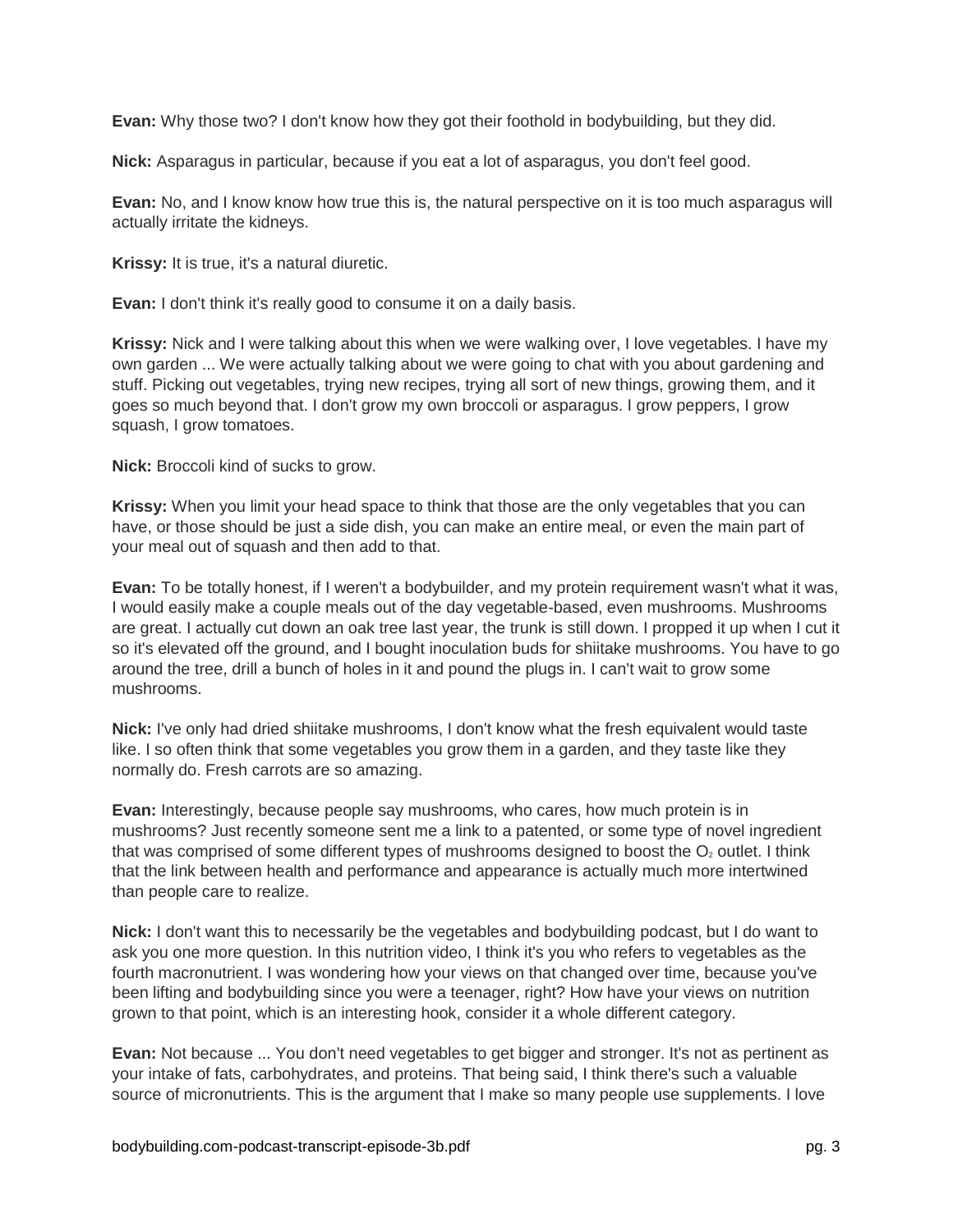**Evan:** Why those two? I don't know how they got their foothold in bodybuilding, but they did.

**Nick:** Asparagus in particular, because if you eat a lot of asparagus, you don't feel good.

**Evan:** No, and I know know how true this is, the natural perspective on it is too much asparagus will actually irritate the kidneys.

**Krissy:** It is true, it's a natural diuretic.

**Evan:** I don't think it's really good to consume it on a daily basis.

**Krissy:** Nick and I were talking about this when we were walking over, I love vegetables. I have my own garden ... We were actually talking about we were going to chat with you about gardening and stuff. Picking out vegetables, trying new recipes, trying all sort of new things, growing them, and it goes so much beyond that. I don't grow my own broccoli or asparagus. I grow peppers, I grow squash, I grow tomatoes.

**Nick:** Broccoli kind of sucks to grow.

**Krissy:** When you limit your head space to think that those are the only vegetables that you can have, or those should be just a side dish, you can make an entire meal, or even the main part of your meal out of squash and then add to that.

**Evan:** To be totally honest, if I weren't a bodybuilder, and my protein requirement wasn't what it was, I would easily make a couple meals out of the day vegetable-based, even mushrooms. Mushrooms are great. I actually cut down an oak tree last year, the trunk is still down. I propped it up when I cut it so it's elevated off the ground, and I bought inoculation buds for shiitake mushrooms. You have to go around the tree, drill a bunch of holes in it and pound the plugs in. I can't wait to grow some mushrooms.

**Nick:** I've only had dried shiitake mushrooms, I don't know what the fresh equivalent would taste like. I so often think that some vegetables you grow them in a garden, and they taste like they normally do. Fresh carrots are so amazing.

**Evan:** Interestingly, because people say mushrooms, who cares, how much protein is in mushrooms? Just recently someone sent me a link to a patented, or some type of novel ingredient that was comprised of some different types of mushrooms designed to boost the $O_2$ outlet. I think that the link between health and performance and appearance is actually much more intertwined than people care to realize.

**Nick:** I don't want this to necessarily be the vegetables and bodybuilding podcast, but I do want to ask you one more question. In this nutrition video, I think it's you who refers to vegetables as the fourth macronutrient. I was wondering how your views on that changed over time, because you've been lifting and bodybuilding since you were a teenager, right? How have your views on nutrition grown to that point, which is an interesting hook, consider it a whole different category.

**Evan:** Not because ... You don't need vegetables to get bigger and stronger. It's not as pertinent as your intake of fats, carbohydrates, and proteins. That being said, I think there's such a valuable source of micronutrients. This is the argument that I make so many people use supplements. I love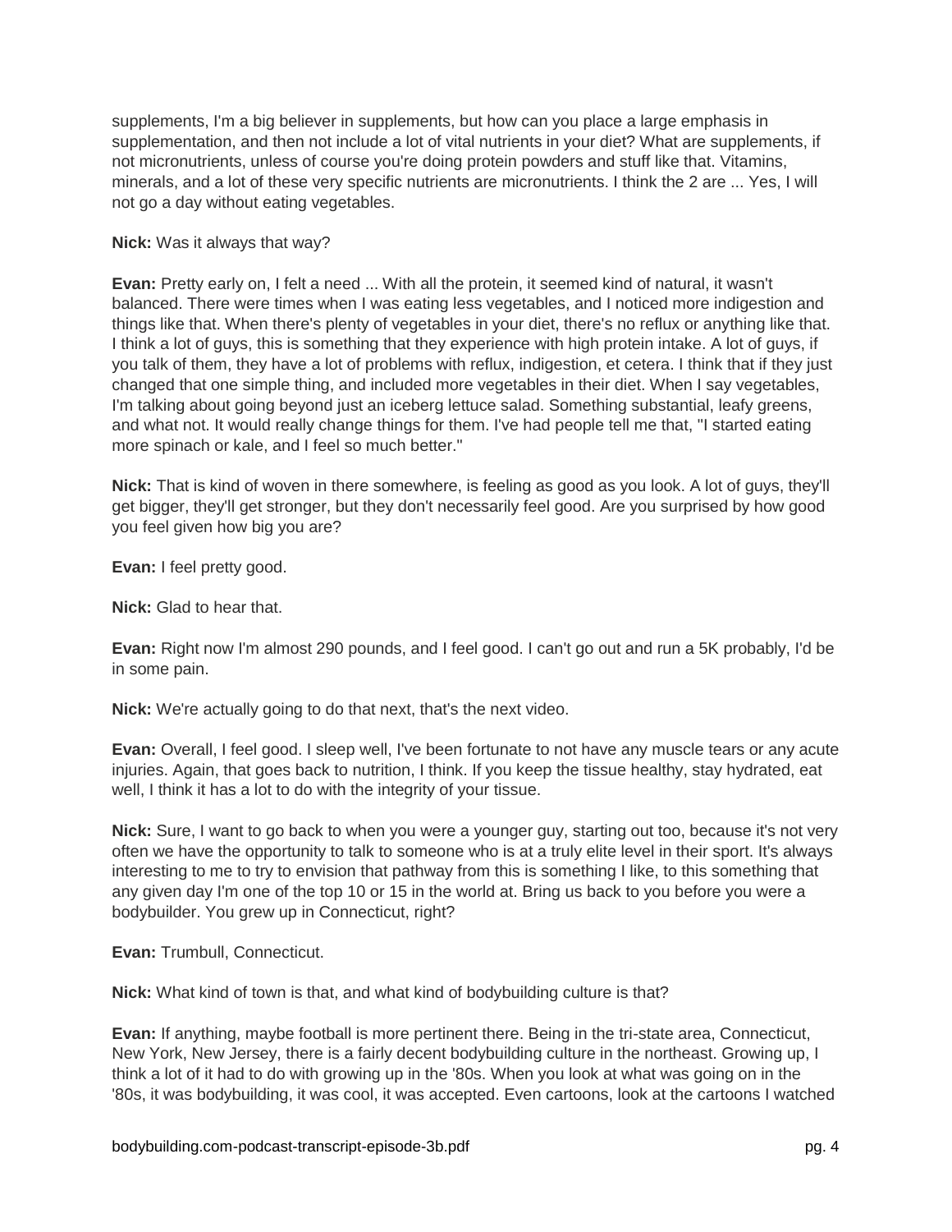supplements, I'm a big believer in supplements, but how can you place a large emphasis in supplementation, and then not include a lot of vital nutrients in your diet? What are supplements, if not micronutrients, unless of course you're doing protein powders and stuff like that. Vitamins, minerals, and a lot of these very specific nutrients are micronutrients. I think the 2 are ... Yes, I will not go a day without eating vegetables.

**Nick:** Was it always that way?

**Evan:** Pretty early on, I felt a need ... With all the protein, it seemed kind of natural, it wasn't balanced. There were times when I was eating less vegetables, and I noticed more indigestion and things like that. When there's plenty of vegetables in your diet, there's no reflux or anything like that. I think a lot of guys, this is something that they experience with high protein intake. A lot of guys, if you talk of them, they have a lot of problems with reflux, indigestion, et cetera. I think that if they just changed that one simple thing, and included more vegetables in their diet. When I say vegetables, I'm talking about going beyond just an iceberg lettuce salad. Something substantial, leafy greens, and what not. It would really change things for them. I've had people tell me that, "I started eating more spinach or kale, and I feel so much better."

**Nick:** That is kind of woven in there somewhere, is feeling as good as you look. A lot of guys, they'll get bigger, they'll get stronger, but they don't necessarily feel good. Are you surprised by how good you feel given how big you are?

**Evan:** I feel pretty good.

**Nick:** Glad to hear that.

**Evan:** Right now I'm almost 290 pounds, and I feel good. I can't go out and run a 5K probably, I'd be in some pain.

**Nick:** We're actually going to do that next, that's the next video.

**Evan:** Overall, I feel good. I sleep well, I've been fortunate to not have any muscle tears or any acute injuries. Again, that goes back to nutrition, I think. If you keep the tissue healthy, stay hydrated, eat well, I think it has a lot to do with the integrity of your tissue.

**Nick:** Sure, I want to go back to when you were a younger guy, starting out too, because it's not very often we have the opportunity to talk to someone who is at a truly elite level in their sport. It's always interesting to me to try to envision that pathway from this is something I like, to this something that any given day I'm one of the top 10 or 15 in the world at. Bring us back to you before you were a bodybuilder. You grew up in Connecticut, right?

**Evan:** Trumbull, Connecticut.

**Nick:** What kind of town is that, and what kind of bodybuilding culture is that?

**Evan:** If anything, maybe football is more pertinent there. Being in the tri-state area, Connecticut, New York, New Jersey, there is a fairly decent bodybuilding culture in the northeast. Growing up, I think a lot of it had to do with growing up in the '80s. When you look at what was going on in the '80s, it was bodybuilding, it was cool, it was accepted. Even cartoons, look at the cartoons I watched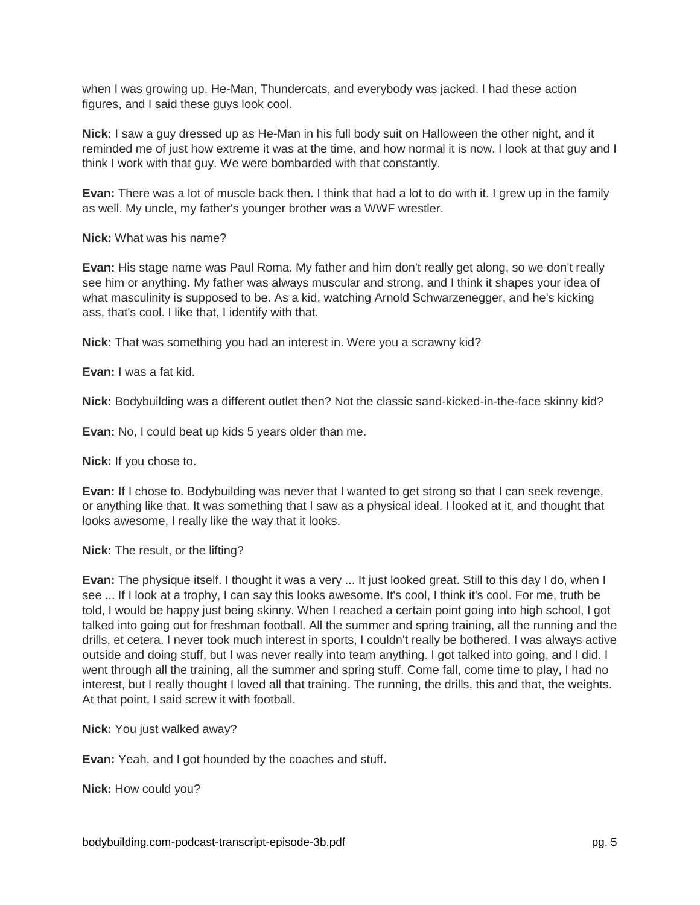when I was growing up. He-Man, Thundercats, and everybody was jacked. I had these action figures, and I said these guys look cool.

**Nick:** I saw a guy dressed up as He-Man in his full body suit on Halloween the other night, and it reminded me of just how extreme it was at the time, and how normal it is now. I look at that guy and I think I work with that guy. We were bombarded with that constantly.

**Evan:** There was a lot of muscle back then. I think that had a lot to do with it. I grew up in the family as well. My uncle, my father's younger brother was a WWF wrestler.

**Nick:** What was his name?

**Evan:** His stage name was Paul Roma. My father and him don't really get along, so we don't really see him or anything. My father was always muscular and strong, and I think it shapes your idea of what masculinity is supposed to be. As a kid, watching Arnold Schwarzenegger, and he's kicking ass, that's cool. I like that, I identify with that.

**Nick:** That was something you had an interest in. Were you a scrawny kid?

**Evan:** I was a fat kid.

**Nick:** Bodybuilding was a different outlet then? Not the classic sand-kicked-in-the-face skinny kid?

**Evan:** No, I could beat up kids 5 years older than me.

**Nick:** If you chose to.

**Evan:** If I chose to. Bodybuilding was never that I wanted to get strong so that I can seek revenge, or anything like that. It was something that I saw as a physical ideal. I looked at it, and thought that looks awesome, I really like the way that it looks.

**Nick:** The result, or the lifting?

**Evan:** The physique itself. I thought it was a very ... It just looked great. Still to this day I do, when I see ... If I look at a trophy, I can say this looks awesome. It's cool, I think it's cool. For me, truth be told, I would be happy just being skinny. When I reached a certain point going into high school, I got talked into going out for freshman football. All the summer and spring training, all the running and the drills, et cetera. I never took much interest in sports, I couldn't really be bothered. I was always active outside and doing stuff, but I was never really into team anything. I got talked into going, and I did. I went through all the training, all the summer and spring stuff. Come fall, come time to play, I had no interest, but I really thought I loved all that training. The running, the drills, this and that, the weights. At that point, I said screw it with football.

**Nick:** You just walked away?

**Evan:** Yeah, and I got hounded by the coaches and stuff.

**Nick:** How could you?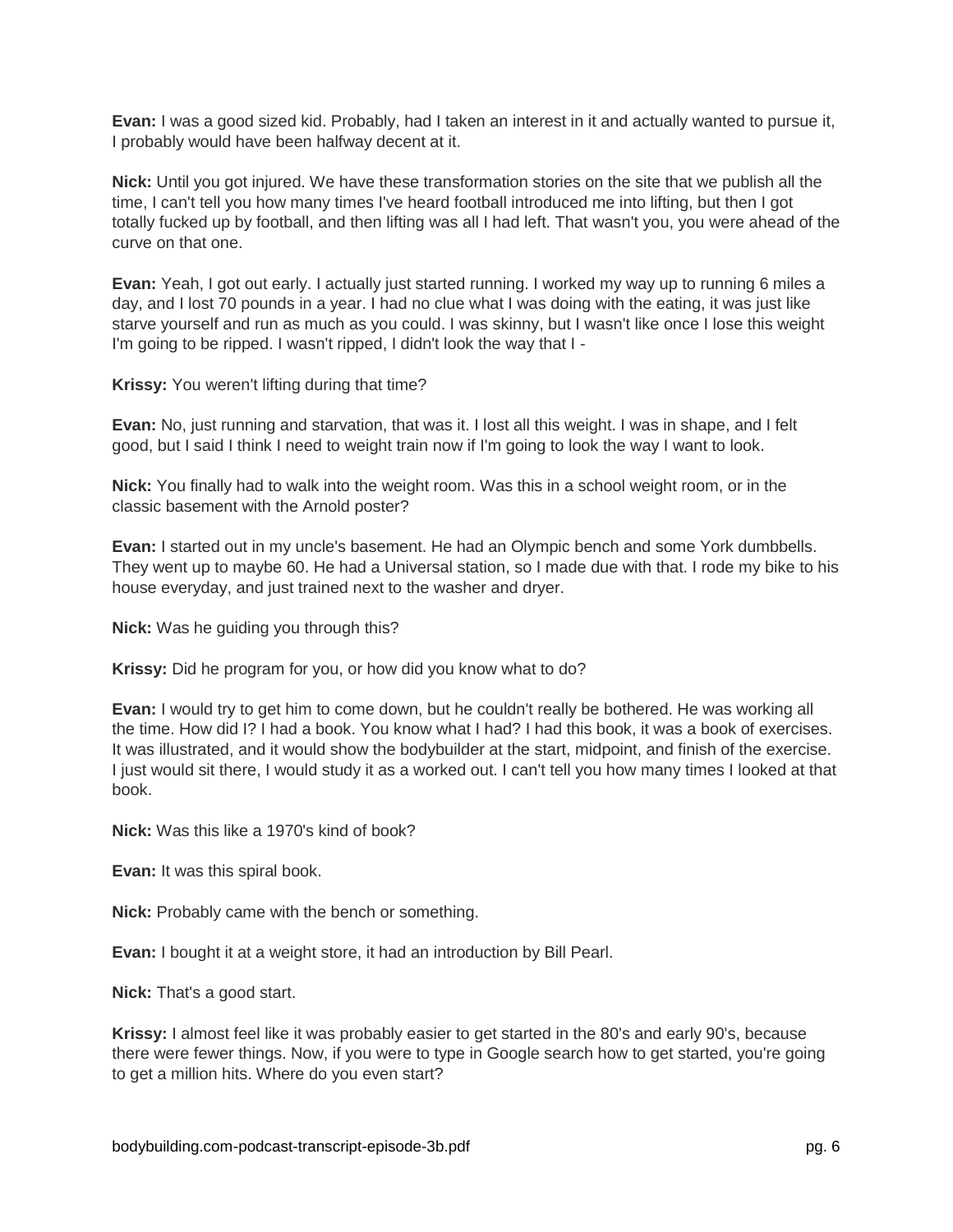**Evan:** I was a good sized kid. Probably, had I taken an interest in it and actually wanted to pursue it, I probably would have been halfway decent at it.

**Nick:** Until you got injured. We have these transformation stories on the site that we publish all the time, I can't tell you how many times I've heard football introduced me into lifting, but then I got totally fucked up by football, and then lifting was all I had left. That wasn't you, you were ahead of the curve on that one.

**Evan:** Yeah, I got out early. I actually just started running. I worked my way up to running 6 miles a day, and I lost 70 pounds in a year. I had no clue what I was doing with the eating, it was just like starve yourself and run as much as you could. I was skinny, but I wasn't like once I lose this weight I'm going to be ripped. I wasn't ripped, I didn't look the way that I -

**Krissy:** You weren't lifting during that time?

**Evan:** No, just running and starvation, that was it. I lost all this weight. I was in shape, and I felt good, but I said I think I need to weight train now if I'm going to look the way I want to look.

**Nick:** You finally had to walk into the weight room. Was this in a school weight room, or in the classic basement with the Arnold poster?

**Evan:** I started out in my uncle's basement. He had an Olympic bench and some York dumbbells. They went up to maybe 60. He had a Universal station, so I made due with that. I rode my bike to his house everyday, and just trained next to the washer and dryer.

**Nick:** Was he guiding you through this?

**Krissy:** Did he program for you, or how did you know what to do?

**Evan:** I would try to get him to come down, but he couldn't really be bothered. He was working all the time. How did I? I had a book. You know what I had? I had this book, it was a book of exercises. It was illustrated, and it would show the bodybuilder at the start, midpoint, and finish of the exercise. I just would sit there, I would study it as a worked out. I can't tell you how many times I looked at that book.

**Nick:** Was this like a 1970's kind of book?

**Evan:** It was this spiral book.

**Nick:** Probably came with the bench or something.

**Evan:** I bought it at a weight store, it had an introduction by Bill Pearl.

**Nick:** That's a good start.

**Krissy:** I almost feel like it was probably easier to get started in the 80's and early 90's, because there were fewer things. Now, if you were to type in Google search how to get started, you're going to get a million hits. Where do you even start?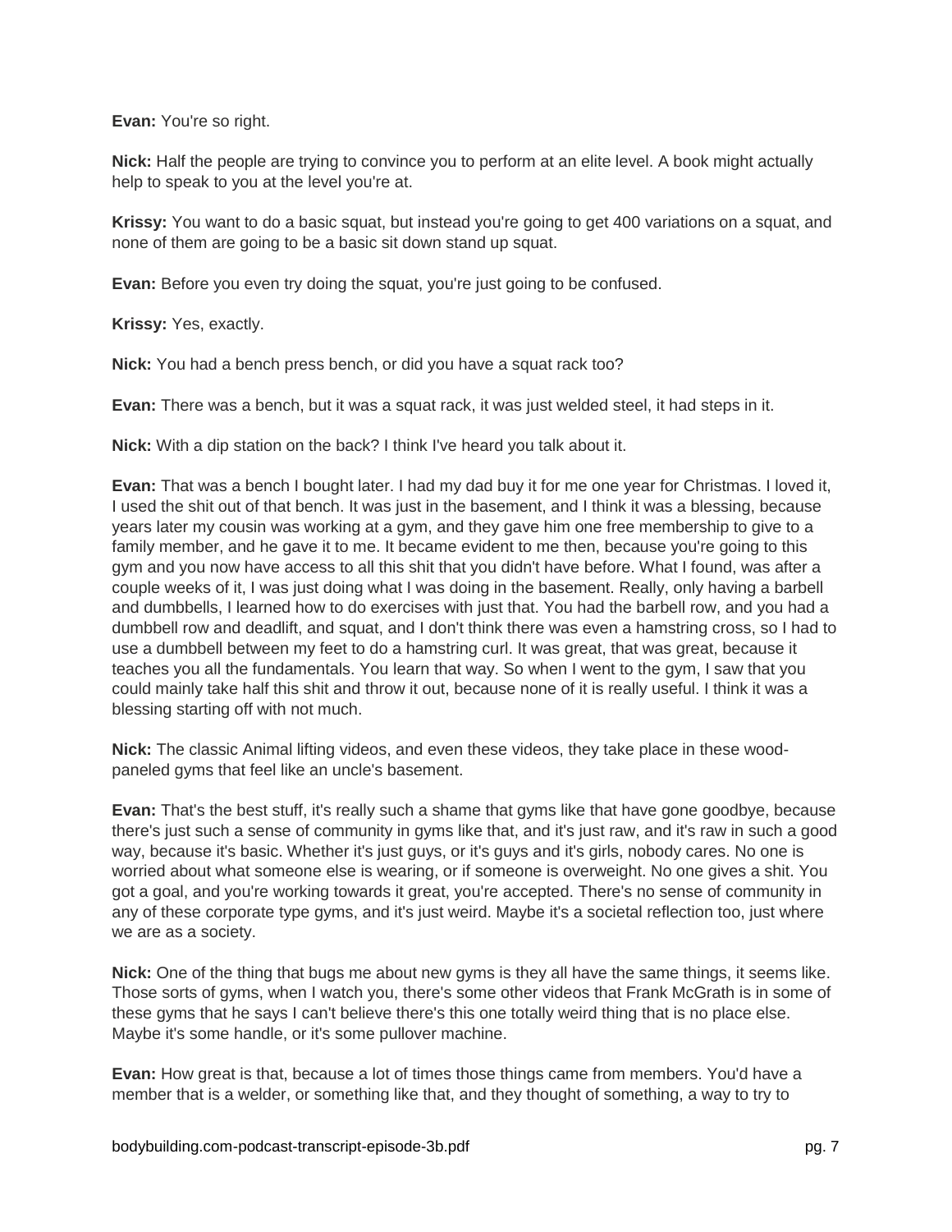**Evan:** You're so right.

**Nick:** Half the people are trying to convince you to perform at an elite level. A book might actually help to speak to you at the level you're at.

**Krissy:** You want to do a basic squat, but instead you're going to get 400 variations on a squat, and none of them are going to be a basic sit down stand up squat.

**Evan:** Before you even try doing the squat, you're just going to be confused.

**Krissy:** Yes, exactly.

**Nick:** You had a bench press bench, or did you have a squat rack too?

**Evan:** There was a bench, but it was a squat rack, it was just welded steel, it had steps in it.

**Nick:** With a dip station on the back? I think I've heard you talk about it.

**Evan:** That was a bench I bought later. I had my dad buy it for me one year for Christmas. I loved it, I used the shit out of that bench. It was just in the basement, and I think it was a blessing, because years later my cousin was working at a gym, and they gave him one free membership to give to a family member, and he gave it to me. It became evident to me then, because you're going to this gym and you now have access to all this shit that you didn't have before. What I found, was after a couple weeks of it, I was just doing what I was doing in the basement. Really, only having a barbell and dumbbells, I learned how to do exercises with just that. You had the barbell row, and you had a dumbbell row and deadlift, and squat, and I don't think there was even a hamstring cross, so I had to use a dumbbell between my feet to do a hamstring curl. It was great, that was great, because it teaches you all the fundamentals. You learn that way. So when I went to the gym, I saw that you could mainly take half this shit and throw it out, because none of it is really useful. I think it was a blessing starting off with not much.

**Nick:** The classic Animal lifting videos, and even these videos, they take place in these wood-paneled gyms that feel like an uncle's basement.

**Evan:** That's the best stuff, it's really such a shame that gyms like that have gone goodbye, because there's just such a sense of community in gyms like that, and it's just raw, and it's raw in such a good way, because it's basic. Whether it's just guys, or it's guys and it's girls, nobody cares. No one is worried about what someone else is wearing, or if someone is overweight. No one gives a shit. You got a goal, and you're working towards it great, you're accepted. There's no sense of community in any of these corporate type gyms, and it's just weird. Maybe it's a societal reflection too, just where we are as a society.

**Nick:** One of the thing that bugs me about new gyms is they all have the same things, it seems like. Those sorts of gyms, when I watch you, there's some other videos that Frank McGrath is in some of these gyms that he says I can't believe there's this one totally weird thing that is no place else. Maybe it's some handle, or it's some pullover machine.

**Evan:** How great is that, because a lot of times those things came from members. You'd have a member that is a welder, or something like that, and they thought of something, a way to try to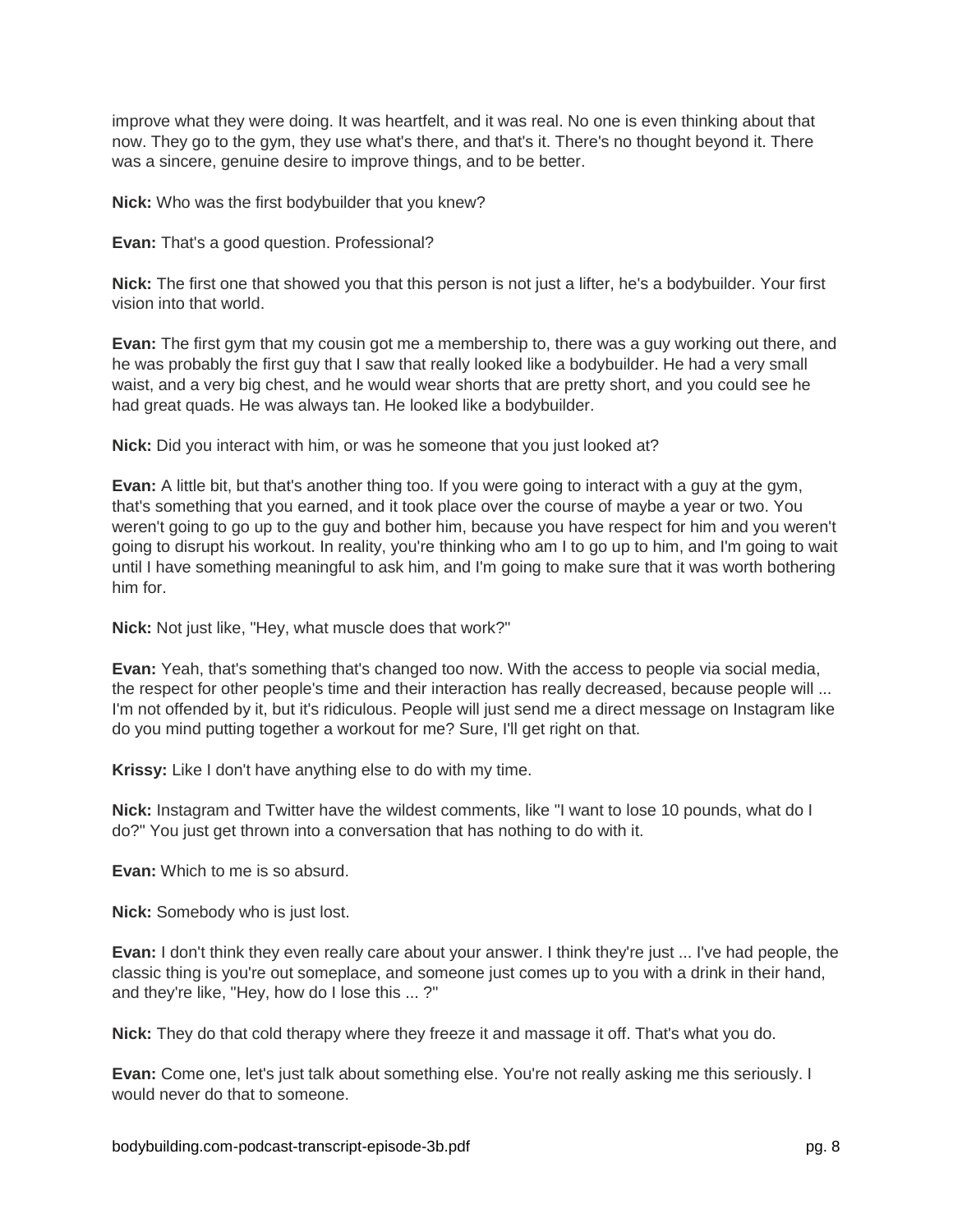improve what they were doing. It was heartfelt, and it was real. No one is even thinking about that now. They go to the gym, they use what's there, and that's it. There's no thought beyond it. There was a sincere, genuine desire to improve things, and to be better.

**Nick:** Who was the first bodybuilder that you knew?

**Evan:** That's a good question. Professional?

**Nick:** The first one that showed you that this person is not just a lifter, he's a bodybuilder. Your first vision into that world.

**Evan:** The first gym that my cousin got me a membership to, there was a guy working out there, and he was probably the first guy that I saw that really looked like a bodybuilder. He had a very small waist, and a very big chest, and he would wear shorts that are pretty short, and you could see he had great quads. He was always tan. He looked like a bodybuilder.

**Nick:** Did you interact with him, or was he someone that you just looked at?

**Evan:** A little bit, but that's another thing too. If you were going to interact with a guy at the gym, that's something that you earned, and it took place over the course of maybe a year or two. You weren't going to go up to the guy and bother him, because you have respect for him and you weren't going to disrupt his workout. In reality, you're thinking who am I to go up to him, and I'm going to wait until I have something meaningful to ask him, and I'm going to make sure that it was worth bothering him for.

**Nick:** Not just like, "Hey, what muscle does that work?"

**Evan:** Yeah, that's something that's changed too now. With the access to people via social media, the respect for other people's time and their interaction has really decreased, because people will ... I'm not offended by it, but it's ridiculous. People will just send me a direct message on Instagram like do you mind putting together a workout for me? Sure, I'll get right on that.

**Krissy:** Like I don't have anything else to do with my time.

**Nick:** Instagram and Twitter have the wildest comments, like "I want to lose 10 pounds, what do I do?" You just get thrown into a conversation that has nothing to do with it.

**Evan:** Which to me is so absurd.

**Nick:** Somebody who is just lost.

**Evan:** I don't think they even really care about your answer. I think they're just ... I've had people, the classic thing is you're out someplace, and someone just comes up to you with a drink in their hand, and they're like, "Hey, how do I lose this ... ?"

**Nick:** They do that cold therapy where they freeze it and massage it off. That's what you do.

**Evan:** Come one, let's just talk about something else. You're not really asking me this seriously. I would never do that to someone.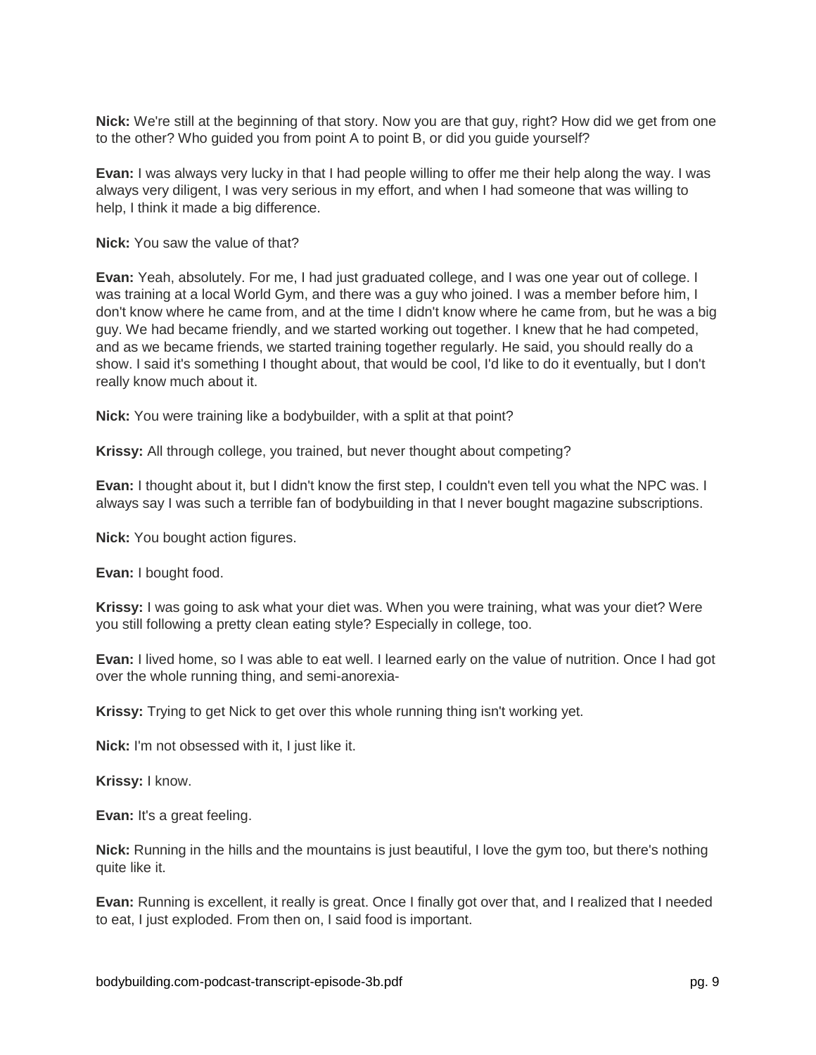**Nick:** We're still at the beginning of that story. Now you are that guy, right? How did we get from one to the other? Who guided you from point A to point B, or did you guide yourself?

**Evan:** I was always very lucky in that I had people willing to offer me their help along the way. I was always very diligent, I was very serious in my effort, and when I had someone that was willing to help, I think it made a big difference.

**Nick:** You saw the value of that?

**Evan:** Yeah, absolutely. For me, I had just graduated college, and I was one year out of college. I was training at a local World Gym, and there was a guy who joined. I was a member before him, I don't know where he came from, and at the time I didn't know where he came from, but he was a big guy. We had became friendly, and we started working out together. I knew that he had competed, and as we became friends, we started training together regularly. He said, you should really do a show. I said it's something I thought about, that would be cool, I'd like to do it eventually, but I don't really know much about it.

**Nick:** You were training like a bodybuilder, with a split at that point?

**Krissy:** All through college, you trained, but never thought about competing?

**Evan:** I thought about it, but I didn't know the first step, I couldn't even tell you what the NPC was. I always say I was such a terrible fan of bodybuilding in that I never bought magazine subscriptions.

**Nick:** You bought action figures.

**Evan:** I bought food.

**Krissy:** I was going to ask what your diet was. When you were training, what was your diet? Were you still following a pretty clean eating style? Especially in college, too.

**Evan:** I lived home, so I was able to eat well. I learned early on the value of nutrition. Once I had got over the whole running thing, and semi-anorexia-

**Krissy:** Trying to get Nick to get over this whole running thing isn't working yet.

**Nick:** I'm not obsessed with it, I just like it.

**Krissy:** I know.

**Evan:** It's a great feeling.

**Nick:** Running in the hills and the mountains is just beautiful, I love the gym too, but there's nothing quite like it.

**Evan:** Running is excellent, it really is great. Once I finally got over that, and I realized that I needed to eat, I just exploded. From then on, I said food is important.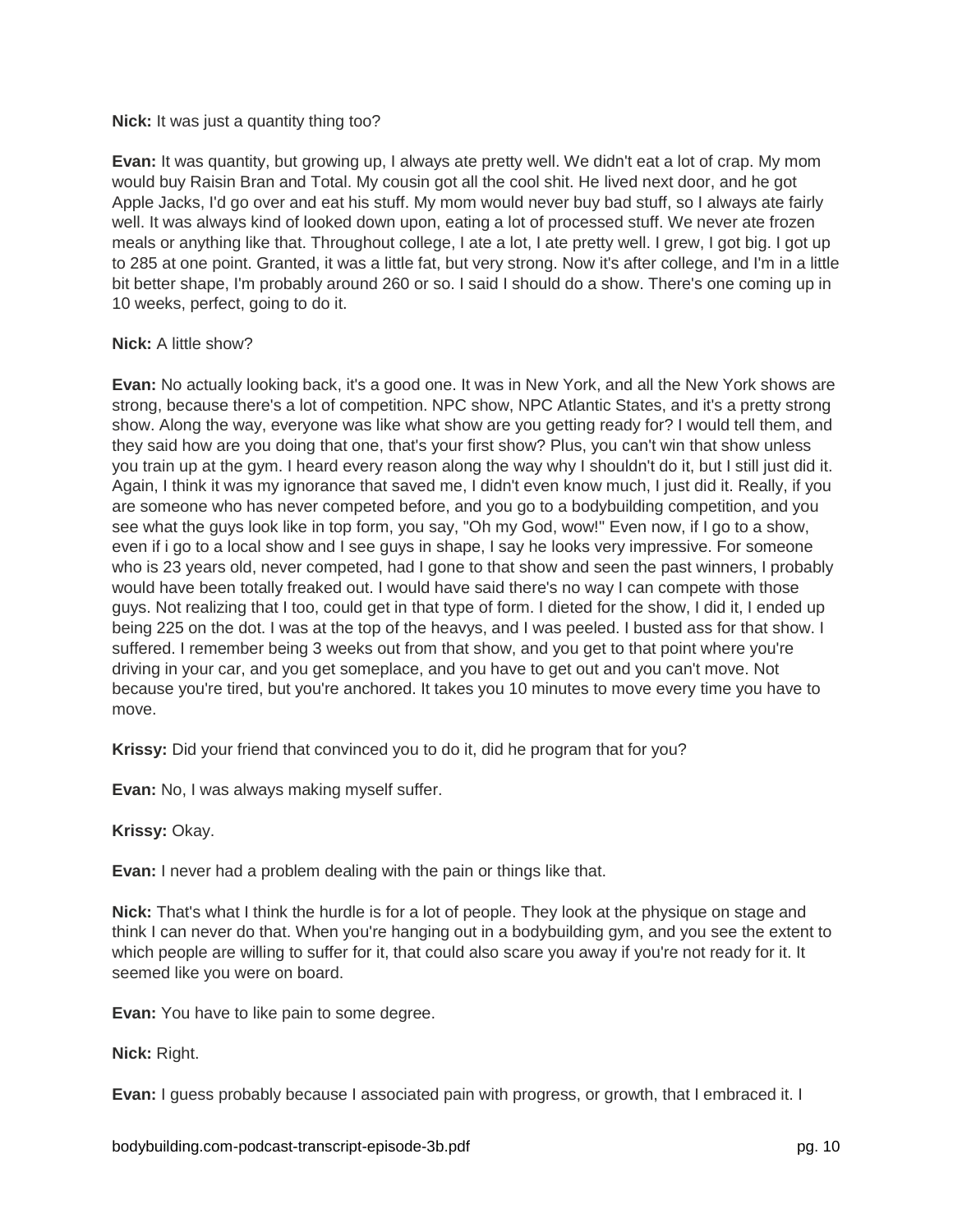**Nick:** It was just a quantity thing too?

**Evan:** It was quantity, but growing up, I always ate pretty well. We didn't eat a lot of crap. My mom would buy Raisin Bran and Total. My cousin got all the cool shit. He lived next door, and he got Apple Jacks, I'd go over and eat his stuff. My mom would never buy bad stuff, so I always ate fairly well. It was always kind of looked down upon, eating a lot of processed stuff. We never ate frozen meals or anything like that. Throughout college, I ate a lot, I ate pretty well. I grew, I got big. I got up to 285 at one point. Granted, it was a little fat, but very strong. Now it's after college, and I'm in a little bit better shape, I'm probably around 260 or so. I said I should do a show. There's one coming up in 10 weeks, perfect, going to do it.

**Nick:** A little show?

**Evan:** No actually looking back, it's a good one. It was in New York, and all the New York shows are strong, because there's a lot of competition. NPC show, NPC Atlantic States, and it's a pretty strong show. Along the way, everyone was like what show are you getting ready for? I would tell them, and they said how are you doing that one, that's your first show? Plus, you can't win that show unless you train up at the gym. I heard every reason along the way why I shouldn't do it, but I still just did it. Again, I think it was my ignorance that saved me, I didn't even know much, I just did it. Really, if you are someone who has never competed before, and you go to a bodybuilding competition, and you see what the guys look like in top form, you say, "Oh my God, wow!" Even now, if I go to a show, even if i go to a local show and I see guys in shape, I say he looks very impressive. For someone who is 23 years old, never competed, had I gone to that show and seen the past winners, I probably would have been totally freaked out. I would have said there's no way I can compete with those guys. Not realizing that I too, could get in that type of form. I dieted for the show, I did it, I ended up being 225 on the dot. I was at the top of the heavys, and I was peeled. I busted ass for that show. I suffered. I remember being 3 weeks out from that show, and you get to that point where you're driving in your car, and you get someplace, and you have to get out and you can't move. Not because you're tired, but you're anchored. It takes you 10 minutes to move every time you have to move.

**Krissy:** Did your friend that convinced you to do it, did he program that for you?

**Evan:** No, I was always making myself suffer.

**Krissy:** Okay.

**Evan:** I never had a problem dealing with the pain or things like that.

**Nick:** That's what I think the hurdle is for a lot of people. They look at the physique on stage and think I can never do that. When you're hanging out in a bodybuilding gym, and you see the extent to which people are willing to suffer for it, that could also scare you away if you're not ready for it. It seemed like you were on board.

**Evan:** You have to like pain to some degree.

**Nick:** Right.

**Evan:** I guess probably because I associated pain with progress, or growth, that I embraced it. I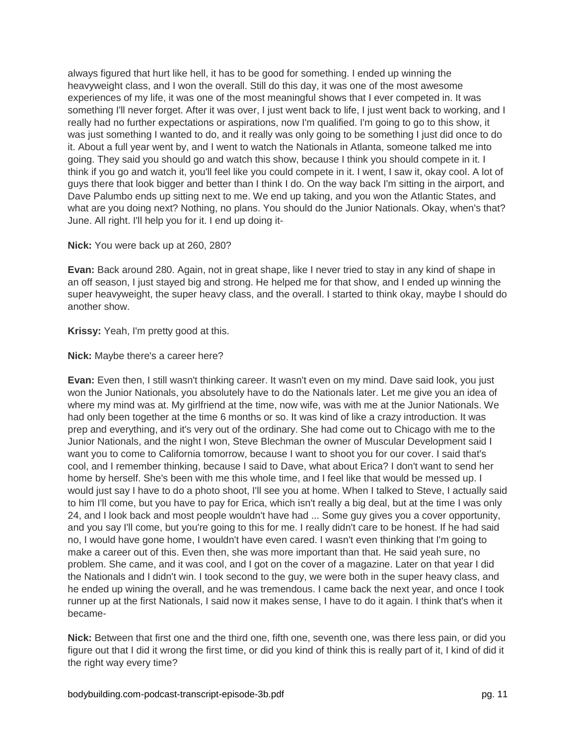always figured that hurt like hell, it has to be good for something. I ended up winning the heavyweight class, and I won the overall. Still do this day, it was one of the most awesome experiences of my life, it was one of the most meaningful shows that I ever competed in. It was something I'll never forget. After it was over, I just went back to life, I just went back to working, and I really had no further expectations or aspirations, now I'm qualified. I'm going to go to this show, it was just something I wanted to do, and it really was only going to be something I just did once to do it. About a full year went by, and I went to watch the Nationals in Atlanta, someone talked me into going. They said you should go and watch this show, because I think you should compete in it. I think if you go and watch it, you'll feel like you could compete in it. I went, I saw it, okay cool. A lot of guys there that look bigger and better than I think I do. On the way back I'm sitting in the airport, and Dave Palumbo ends up sitting next to me. We end up taking, and you won the Atlantic States, and what are you doing next? Nothing, no plans. You should do the Junior Nationals. Okay, when's that? June. All right. I'll help you for it. I end up doing it-

**Nick:** You were back up at 260, 280?

**Evan:** Back around 280. Again, not in great shape, like I never tried to stay in any kind of shape in an off season, I just stayed big and strong. He helped me for that show, and I ended up winning the super heavyweight, the super heavy class, and the overall. I started to think okay, maybe I should do another show.

**Krissy:** Yeah, I'm pretty good at this.

**Nick:** Maybe there's a career here?

**Evan:** Even then, I still wasn't thinking career. It wasn't even on my mind. Dave said look, you just won the Junior Nationals, you absolutely have to do the Nationals later. Let me give you an idea of where my mind was at. My girlfriend at the time, now wife, was with me at the Junior Nationals. We had only been together at the time 6 months or so. It was kind of like a crazy introduction. It was prep and everything, and it's very out of the ordinary. She had come out to Chicago with me to the Junior Nationals, and the night I won, Steve Blechman the owner of Muscular Development said I want you to come to California tomorrow, because I want to shoot you for our cover. I said that's cool, and I remember thinking, because I said to Dave, what about Erica? I don't want to send her home by herself. She's been with me this whole time, and I feel like that would be messed up. I would just say I have to do a photo shoot, I'll see you at home. When I talked to Steve, I actually said to him I'll come, but you have to pay for Erica, which isn't really a big deal, but at the time I was only 24, and I look back and most people wouldn't have had ... Some guy gives you a cover opportunity, and you say I'll come, but you're going to this for me. I really didn't care to be honest. If he had said no, I would have gone home, I wouldn't have even cared. I wasn't even thinking that I'm going to make a career out of this. Even then, she was more important than that. He said yeah sure, no problem. She came, and it was cool, and I got on the cover of a magazine. Later on that year I did the Nationals and I didn't win. I took second to the guy, we were both in the super heavy class, and he ended up wining the overall, and he was tremendous. I came back the next year, and once I took runner up at the first Nationals, I said now it makes sense, I have to do it again. I think that's when it became-

**Nick:** Between that first one and the third one, fifth one, seventh one, was there less pain, or did you figure out that I did it wrong the first time, or did you kind of think this is really part of it, I kind of did it the right way every time?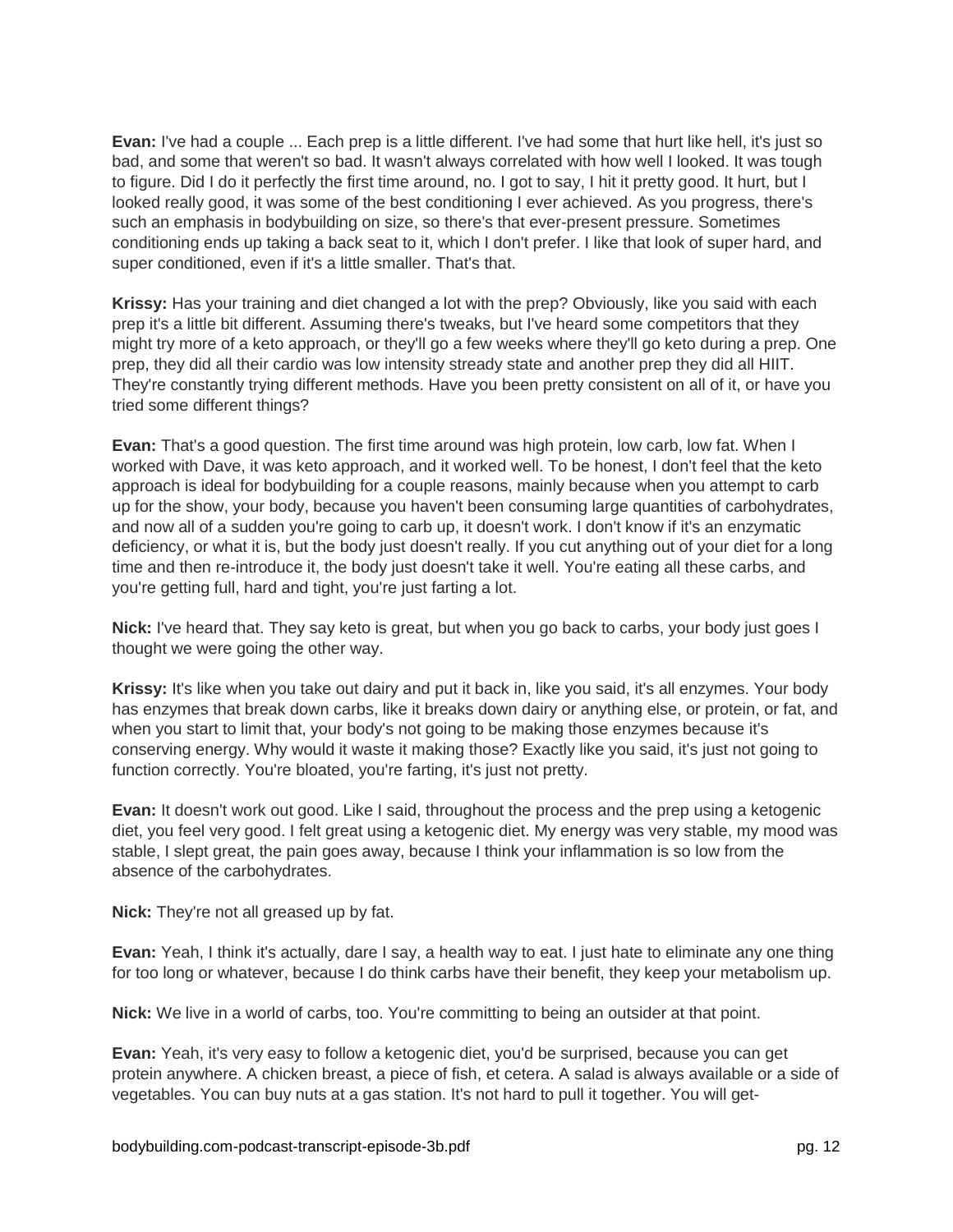**Evan:** I've had a couple ... Each prep is a little different. I've had some that hurt like hell, it's just so bad, and some that weren't so bad. It wasn't always correlated with how well I looked. It was tough to figure. Did I do it perfectly the first time around, no. I got to say, I hit it pretty good. It hurt, but I looked really good, it was some of the best conditioning I ever achieved. As you progress, there's such an emphasis in bodybuilding on size, so there's that ever-present pressure. Sometimes conditioning ends up taking a back seat to it, which I don't prefer. I like that look of super hard, and super conditioned, even if it's a little smaller. That's that.

**Krissy:** Has your training and diet changed a lot with the prep? Obviously, like you said with each prep it's a little bit different. Assuming there's tweaks, but I've heard some competitors that they might try more of a keto approach, or they'll go a few weeks where they'll go keto during a prep. One prep, they did all their cardio was low intensity stready state and another prep they did all HIIT. They're constantly trying different methods. Have you been pretty consistent on all of it, or have you tried some different things?

**Evan:** That's a good question. The first time around was high protein, low carb, low fat. When I worked with Dave, it was keto approach, and it worked well. To be honest, I don't feel that the keto approach is ideal for bodybuilding for a couple reasons, mainly because when you attempt to carb up for the show, your body, because you haven't been consuming large quantities of carbohydrates, and now all of a sudden you're going to carb up, it doesn't work. I don't know if it's an enzymatic deficiency, or what it is, but the body just doesn't really. If you cut anything out of your diet for a long time and then re-introduce it, the body just doesn't take it well. You're eating all these carbs, and you're getting full, hard and tight, you're just farting a lot.

**Nick:** I've heard that. They say keto is great, but when you go back to carbs, your body just goes I thought we were going the other way.

**Krissy:** It's like when you take out dairy and put it back in, like you said, it's all enzymes. Your body has enzymes that break down carbs, like it breaks down dairy or anything else, or protein, or fat, and when you start to limit that, your body's not going to be making those enzymes because it's conserving energy. Why would it waste it making those? Exactly like you said, it's just not going to function correctly. You're bloated, you're farting, it's just not pretty.

**Evan:** It doesn't work out good. Like I said, throughout the process and the prep using a ketogenic diet, you feel very good. I felt great using a ketogenic diet. My energy was very stable, my mood was stable, I slept great, the pain goes away, because I think your inflammation is so low from the absence of the carbohydrates.

**Nick:** They're not all greased up by fat.

**Evan:** Yeah, I think it's actually, dare I say, a health way to eat. I just hate to eliminate any one thing for too long or whatever, because I do think carbs have their benefit, they keep your metabolism up.

**Nick:** We live in a world of carbs, too. You're committing to being an outsider at that point.

**Evan:** Yeah, it's very easy to follow a ketogenic diet, you'd be surprised, because you can get protein anywhere. A chicken breast, a piece of fish, et cetera. A salad is always available or a side of vegetables. You can buy nuts at a gas station. It's not hard to pull it together. You will get-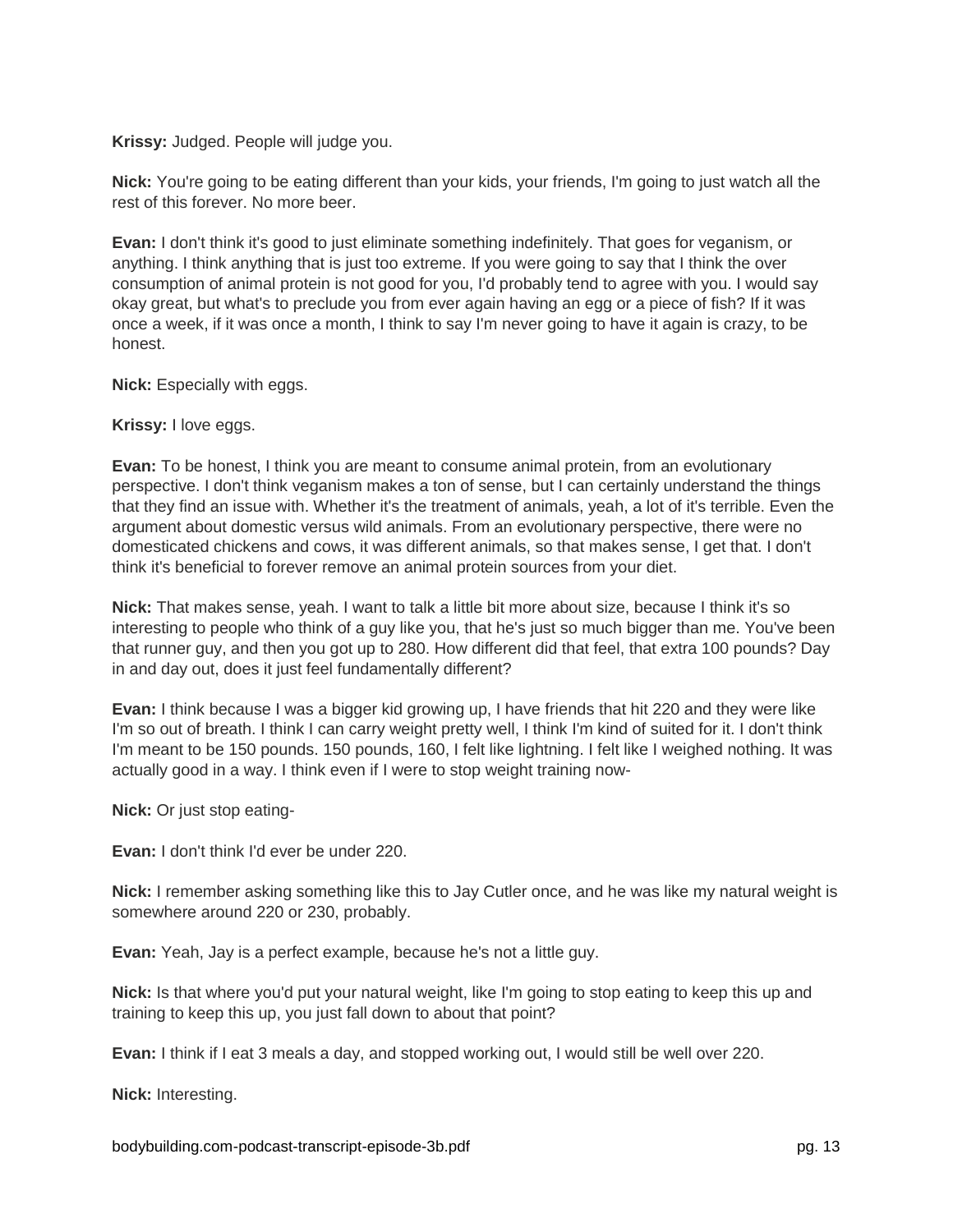**Krissy:** Judged. People will judge you.

**Nick:** You're going to be eating different than your kids, your friends, I'm going to just watch all the rest of this forever. No more beer.

**Evan:** I don't think it's good to just eliminate something indefinitely. That goes for veganism, or anything. I think anything that is just too extreme. If you were going to say that I think the over consumption of animal protein is not good for you, I'd probably tend to agree with you. I would say okay great, but what's to preclude you from ever again having an egg or a piece of fish? If it was once a week, if it was once a month, I think to say I'm never going to have it again is crazy, to be honest.

**Nick:** Especially with eggs.

**Krissy:** I love eggs.

**Evan:** To be honest, I think you are meant to consume animal protein, from an evolutionary perspective. I don't think veganism makes a ton of sense, but I can certainly understand the things that they find an issue with. Whether it's the treatment of animals, yeah, a lot of it's terrible. Even the argument about domestic versus wild animals. From an evolutionary perspective, there were no domesticated chickens and cows, it was different animals, so that makes sense, I get that. I don't think it's beneficial to forever remove an animal protein sources from your diet.

**Nick:** That makes sense, yeah. I want to talk a little bit more about size, because I think it's so interesting to people who think of a guy like you, that he's just so much bigger than me. You've been that runner guy, and then you got up to 280. How different did that feel, that extra 100 pounds? Day in and day out, does it just feel fundamentally different?

**Evan:** I think because I was a bigger kid growing up, I have friends that hit 220 and they were like I'm so out of breath. I think I can carry weight pretty well, I think I'm kind of suited for it. I don't think I'm meant to be 150 pounds. 150 pounds, 160, I felt like lightning. I felt like I weighed nothing. It was actually good in a way. I think even if I were to stop weight training now-

**Nick:** Or just stop eating-

**Evan:** I don't think I'd ever be under 220.

**Nick:** I remember asking something like this to Jay Cutler once, and he was like my natural weight is somewhere around 220 or 230, probably.

**Evan:** Yeah, Jay is a perfect example, because he's not a little guy.

**Nick:** Is that where you'd put your natural weight, like I'm going to stop eating to keep this up and training to keep this up, you just fall down to about that point?

**Evan:** I think if I eat 3 meals a day, and stopped working out, I would still be well over 220.

**Nick:** Interesting.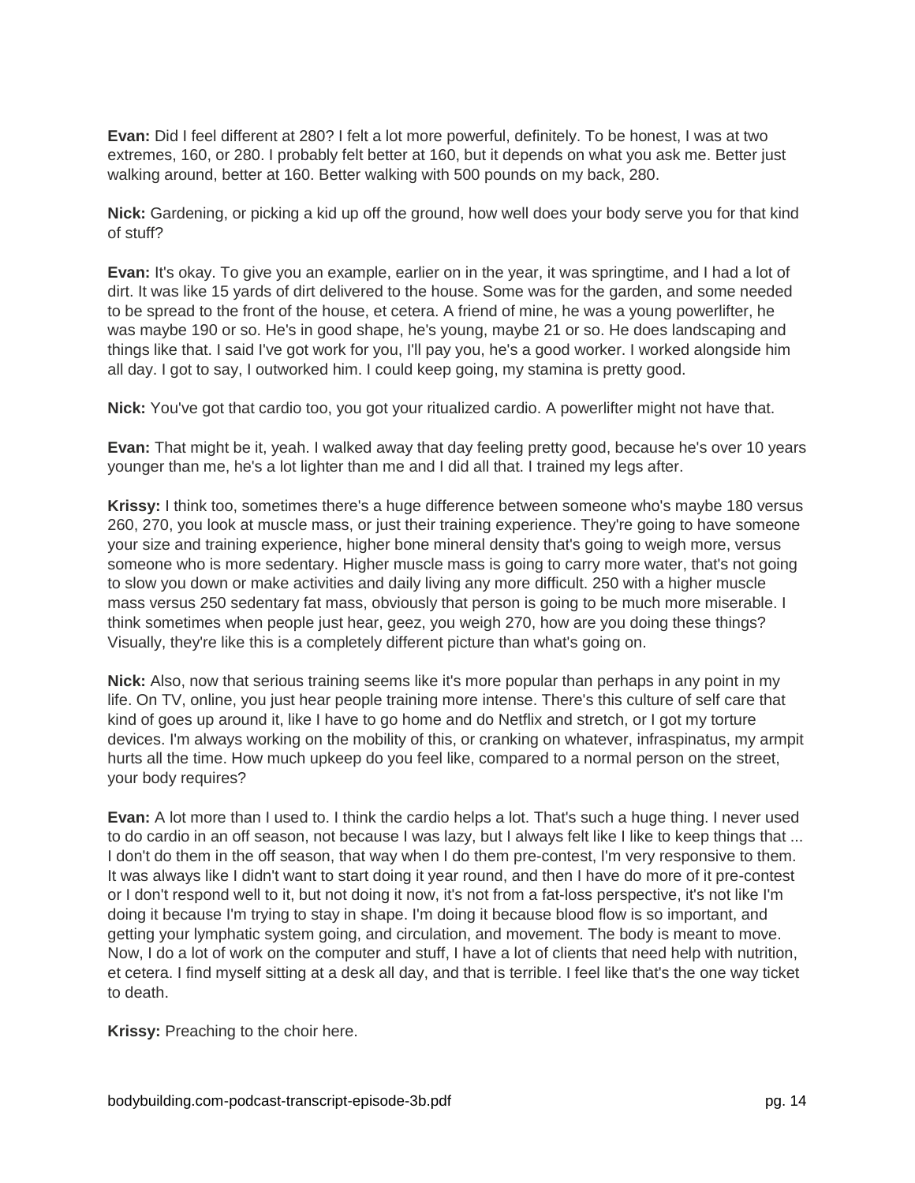**Evan:** Did I feel different at 280? I felt a lot more powerful, definitely. To be honest, I was at two extremes, 160, or 280. I probably felt better at 160, but it depends on what you ask me. Better just walking around, better at 160. Better walking with 500 pounds on my back, 280.

**Nick:** Gardening, or picking a kid up off the ground, how well does your body serve you for that kind of stuff?

**Evan:** It's okay. To give you an example, earlier on in the year, it was springtime, and I had a lot of dirt. It was like 15 yards of dirt delivered to the house. Some was for the garden, and some needed to be spread to the front of the house, et cetera. A friend of mine, he was a young powerlifter, he was maybe 190 or so. He's in good shape, he's young, maybe 21 or so. He does landscaping and things like that. I said I've got work for you, I'll pay you, he's a good worker. I worked alongside him all day. I got to say, I outworked him. I could keep going, my stamina is pretty good.

**Nick:** You've got that cardio too, you got your ritualized cardio. A powerlifter might not have that.

**Evan:** That might be it, yeah. I walked away that day feeling pretty good, because he's over 10 years younger than me, he's a lot lighter than me and I did all that. I trained my legs after.

**Krissy:** I think too, sometimes there's a huge difference between someone who's maybe 180 versus 260, 270, you look at muscle mass, or just their training experience. They're going to have someone your size and training experience, higher bone mineral density that's going to weigh more, versus someone who is more sedentary. Higher muscle mass is going to carry more water, that's not going to slow you down or make activities and daily living any more difficult. 250 with a higher muscle mass versus 250 sedentary fat mass, obviously that person is going to be much more miserable. I think sometimes when people just hear, geez, you weigh 270, how are you doing these things? Visually, they're like this is a completely different picture than what's going on.

**Nick:** Also, now that serious training seems like it's more popular than perhaps in any point in my life. On TV, online, you just hear people training more intense. There's this culture of self care that kind of goes up around it, like I have to go home and do Netflix and stretch, or I got my torture devices. I'm always working on the mobility of this, or cranking on whatever, infraspinatus, my armpit hurts all the time. How much upkeep do you feel like, compared to a normal person on the street, your body requires?

**Evan:** A lot more than I used to. I think the cardio helps a lot. That's such a huge thing. I never used to do cardio in an off season, not because I was lazy, but I always felt like I like to keep things that ... I don't do them in the off season, that way when I do them pre-contest, I'm very responsive to them. It was always like I didn't want to start doing it year round, and then I have do more of it pre-contest or I don't respond well to it, but not doing it now, it's not from a fat-loss perspective, it's not like I'm doing it because I'm trying to stay in shape. I'm doing it because blood flow is so important, and getting your lymphatic system going, and circulation, and movement. The body is meant to move. Now, I do a lot of work on the computer and stuff, I have a lot of clients that need help with nutrition, et cetera. I find myself sitting at a desk all day, and that is terrible. I feel like that's the one way ticket to death.

**Krissy:** Preaching to the choir here.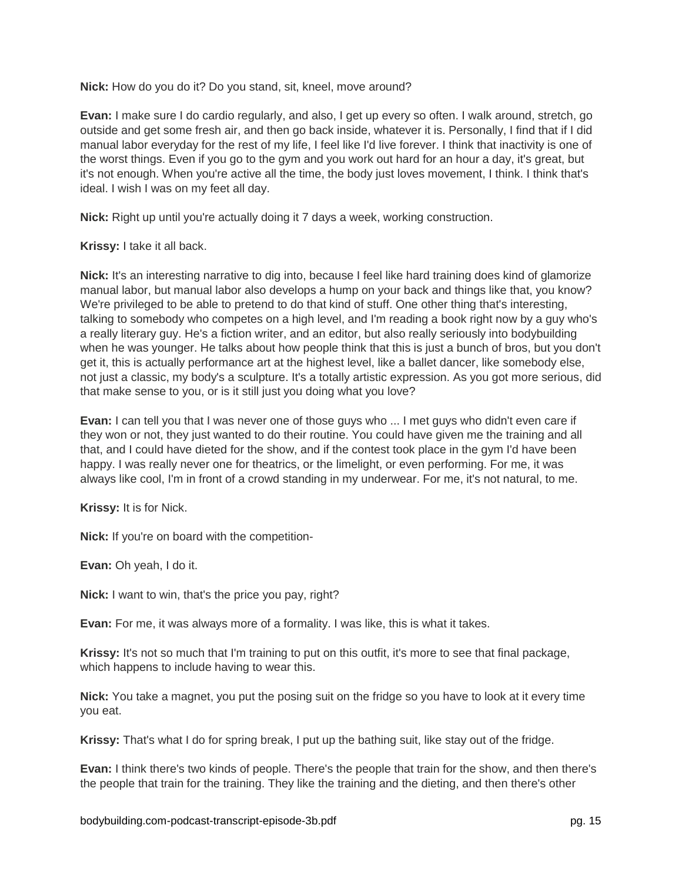**Nick:** How do you do it? Do you stand, sit, kneel, move around?

**Evan:** I make sure I do cardio regularly, and also, I get up every so often. I walk around, stretch, go outside and get some fresh air, and then go back inside, whatever it is. Personally, I find that if I did manual labor everyday for the rest of my life, I feel like I'd live forever. I think that inactivity is one of the worst things. Even if you go to the gym and you work out hard for an hour a day, it's great, but it's not enough. When you're active all the time, the body just loves movement, I think. I think that's ideal. I wish I was on my feet all day.

**Nick:** Right up until you're actually doing it 7 days a week, working construction.

**Krissy:** I take it all back.

**Nick:** It's an interesting narrative to dig into, because I feel like hard training does kind of glamorize manual labor, but manual labor also develops a hump on your back and things like that, you know? We're privileged to be able to pretend to do that kind of stuff. One other thing that's interesting, talking to somebody who competes on a high level, and I'm reading a book right now by a guy who's a really literary guy. He's a fiction writer, and an editor, but also really seriously into bodybuilding when he was younger. He talks about how people think that this is just a bunch of bros, but you don't get it, this is actually performance art at the highest level, like a ballet dancer, like somebody else, not just a classic, my body's a sculpture. It's a totally artistic expression. As you got more serious, did that make sense to you, or is it still just you doing what you love?

**Evan:** I can tell you that I was never one of those guys who ... I met guys who didn't even care if they won or not, they just wanted to do their routine. You could have given me the training and all that, and I could have dieted for the show, and if the contest took place in the gym I'd have been happy. I was really never one for theatrics, or the limelight, or even performing. For me, it was always like cool, I'm in front of a crowd standing in my underwear. For me, it's not natural, to me.

**Krissy:** It is for Nick.

**Nick:** If you're on board with the competition-

**Evan:** Oh yeah, I do it.

**Nick:** I want to win, that's the price you pay, right?

**Evan:** For me, it was always more of a formality. I was like, this is what it takes.

**Krissy:** It's not so much that I'm training to put on this outfit, it's more to see that final package, which happens to include having to wear this.

**Nick:** You take a magnet, you put the posing suit on the fridge so you have to look at it every time you eat.

**Krissy:** That's what I do for spring break, I put up the bathing suit, like stay out of the fridge.

**Evan:** I think there's two kinds of people. There's the people that train for the show, and then there's the people that train for the training. They like the training and the dieting, and then there's other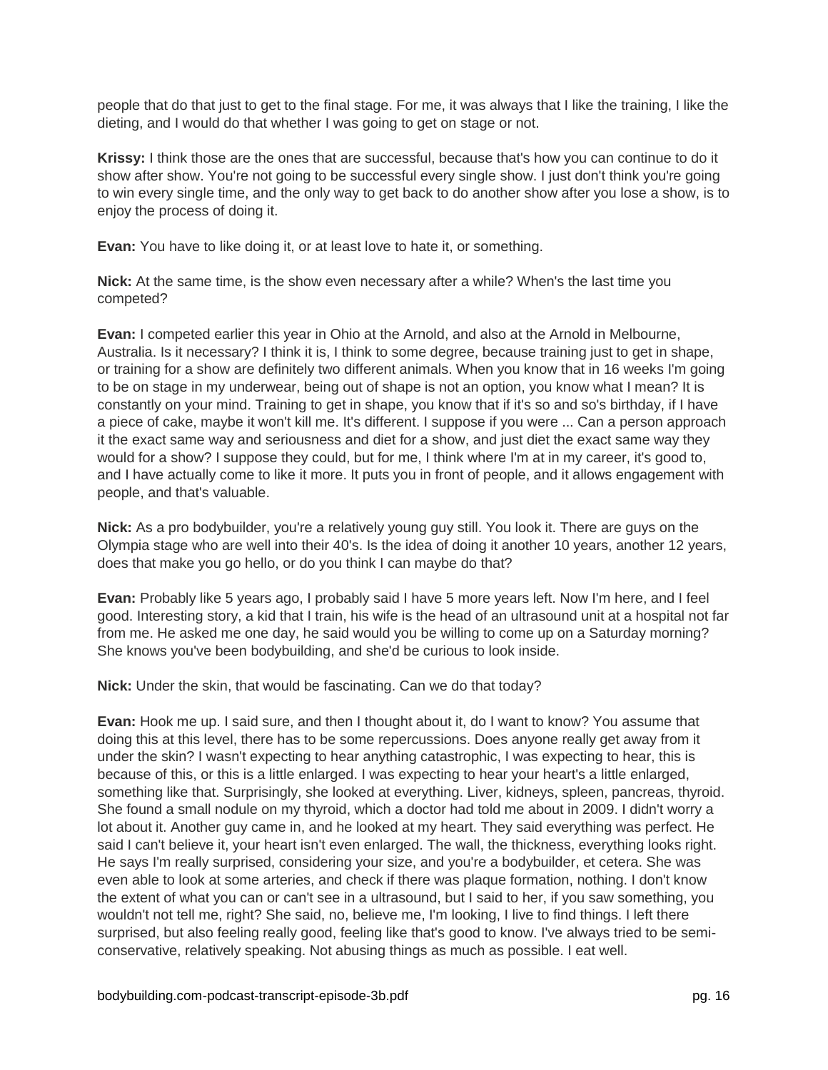people that do that just to get to the final stage. For me, it was always that I like the training, I like the dieting, and I would do that whether I was going to get on stage or not.

**Krissy:** I think those are the ones that are successful, because that's how you can continue to do it show after show. You're not going to be successful every single show. I just don't think you're going to win every single time, and the only way to get back to do another show after you lose a show, is to enjoy the process of doing it.

**Evan:** You have to like doing it, or at least love to hate it, or something.

**Nick:** At the same time, is the show even necessary after a while? When's the last time you competed?

**Evan:** I competed earlier this year in Ohio at the Arnold, and also at the Arnold in Melbourne, Australia. Is it necessary? I think it is, I think to some degree, because training just to get in shape, or training for a show are definitely two different animals. When you know that in 16 weeks I'm going to be on stage in my underwear, being out of shape is not an option, you know what I mean? It is constantly on your mind. Training to get in shape, you know that if it's so and so's birthday, if I have a piece of cake, maybe it won't kill me. It's different. I suppose if you were ... Can a person approach it the exact same way and seriousness and diet for a show, and just diet the exact same way they would for a show? I suppose they could, but for me, I think where I'm at in my career, it's good to, and I have actually come to like it more. It puts you in front of people, and it allows engagement with people, and that's valuable.

**Nick:** As a pro bodybuilder, you're a relatively young guy still. You look it. There are guys on the Olympia stage who are well into their 40's. Is the idea of doing it another 10 years, another 12 years, does that make you go hello, or do you think I can maybe do that?

**Evan:** Probably like 5 years ago, I probably said I have 5 more years left. Now I'm here, and I feel good. Interesting story, a kid that I train, his wife is the head of an ultrasound unit at a hospital not far from me. He asked me one day, he said would you be willing to come up on a Saturday morning? She knows you've been bodybuilding, and she'd be curious to look inside.

**Nick:** Under the skin, that would be fascinating. Can we do that today?

**Evan:** Hook me up. I said sure, and then I thought about it, do I want to know? You assume that doing this at this level, there has to be some repercussions. Does anyone really get away from it under the skin? I wasn't expecting to hear anything catastrophic, I was expecting to hear, this is because of this, or this is a little enlarged. I was expecting to hear your heart's a little enlarged, something like that. Surprisingly, she looked at everything. Liver, kidneys, spleen, pancreas, thyroid. She found a small nodule on my thyroid, which a doctor had told me about in 2009. I didn't worry a lot about it. Another guy came in, and he looked at my heart. They said everything was perfect. He said I can't believe it, your heart isn't even enlarged. The wall, the thickness, everything looks right. He says I'm really surprised, considering your size, and you're a bodybuilder, et cetera. She was even able to look at some arteries, and check if there was plaque formation, nothing. I don't know the extent of what you can or can't see in a ultrasound, but I said to her, if you saw something, you wouldn't not tell me, right? She said, no, believe me, I'm looking, I live to find things. I left there surprised, but also feeling really good, feeling like that's good to know. I've always tried to be semi-conservative, relatively speaking. Not abusing things as much as possible. I eat well.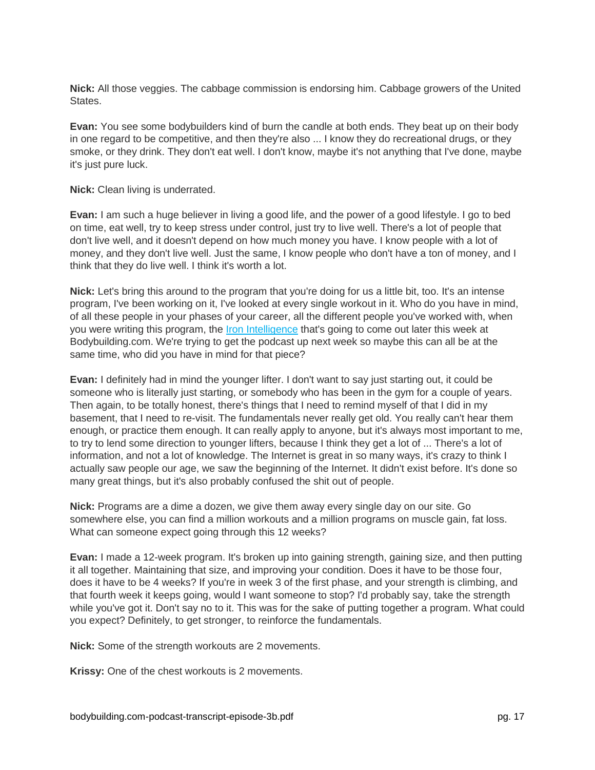**Nick:** All those veggies. The cabbage commission is endorsing him. Cabbage growers of the United States.

**Evan:** You see some bodybuilders kind of burn the candle at both ends. They beat up on their body in one regard to be competitive, and then they're also ... I know they do recreational drugs, or they smoke, or they drink. They don't eat well. I don't know, maybe it's not anything that I've done, maybe it's just pure luck.

**Nick:** Clean living is underrated.

**Evan:** I am such a huge believer in living a good life, and the power of a good lifestyle. I go to bed on time, eat well, try to keep stress under control, just try to live well. There's a lot of people that don't live well, and it doesn't depend on how much money you have. I know people with a lot of money, and they don't live well. Just the same, I know people who don't have a ton of money, and I think that they do live well. I think it's worth a lot.

**Nick:** Let's bring this around to the program that you're doing for us a little bit, too. It's an intense program, I've been working on it, I've looked at every single workout in it. Who do you have in mind, of all these people in your phases of your career, all the different people you've worked with, when you were writing this program, the Iron Intelligence that's going to come out later this week at Bodybuilding.com. We're trying to get the podcast up next week so maybe this can all be at the same time, who did you have in mind for that piece?

**Evan:** I definitely had in mind the younger lifter. I don't want to say just starting out, it could be someone who is literally just starting, or somebody who has been in the gym for a couple of years. Then again, to be totally honest, there's things that I need to remind myself of that I did in my basement, that I need to re-visit. The fundamentals never really get old. You really can't hear them enough, or practice them enough. It can really apply to anyone, but it's always most important to me, to try to lend some direction to younger lifters, because I think they get a lot of ... There's a lot of information, and not a lot of knowledge. The Internet is great in so many ways, it's crazy to think I actually saw people our age, we saw the beginning of the Internet. It didn't exist before. It's done so many great things, but it's also probably confused the shit out of people.

**Nick:** Programs are a dime a dozen, we give them away every single day on our site. Go somewhere else, you can find a million workouts and a million programs on muscle gain, fat loss. What can someone expect going through this 12 weeks?

**Evan:** I made a 12-week program. It's broken up into gaining strength, gaining size, and then putting it all together. Maintaining that size, and improving your condition. Does it have to be those four, does it have to be 4 weeks? If you're in week 3 of the first phase, and your strength is climbing, and that fourth week it keeps going, would I want someone to stop? I'd probably say, take the strength while you've got it. Don't say no to it. This was for the sake of putting together a program. What could you expect? Definitely, to get stronger, to reinforce the fundamentals.

**Nick:** Some of the strength workouts are 2 movements.

**Krissy:** One of the chest workouts is 2 movements.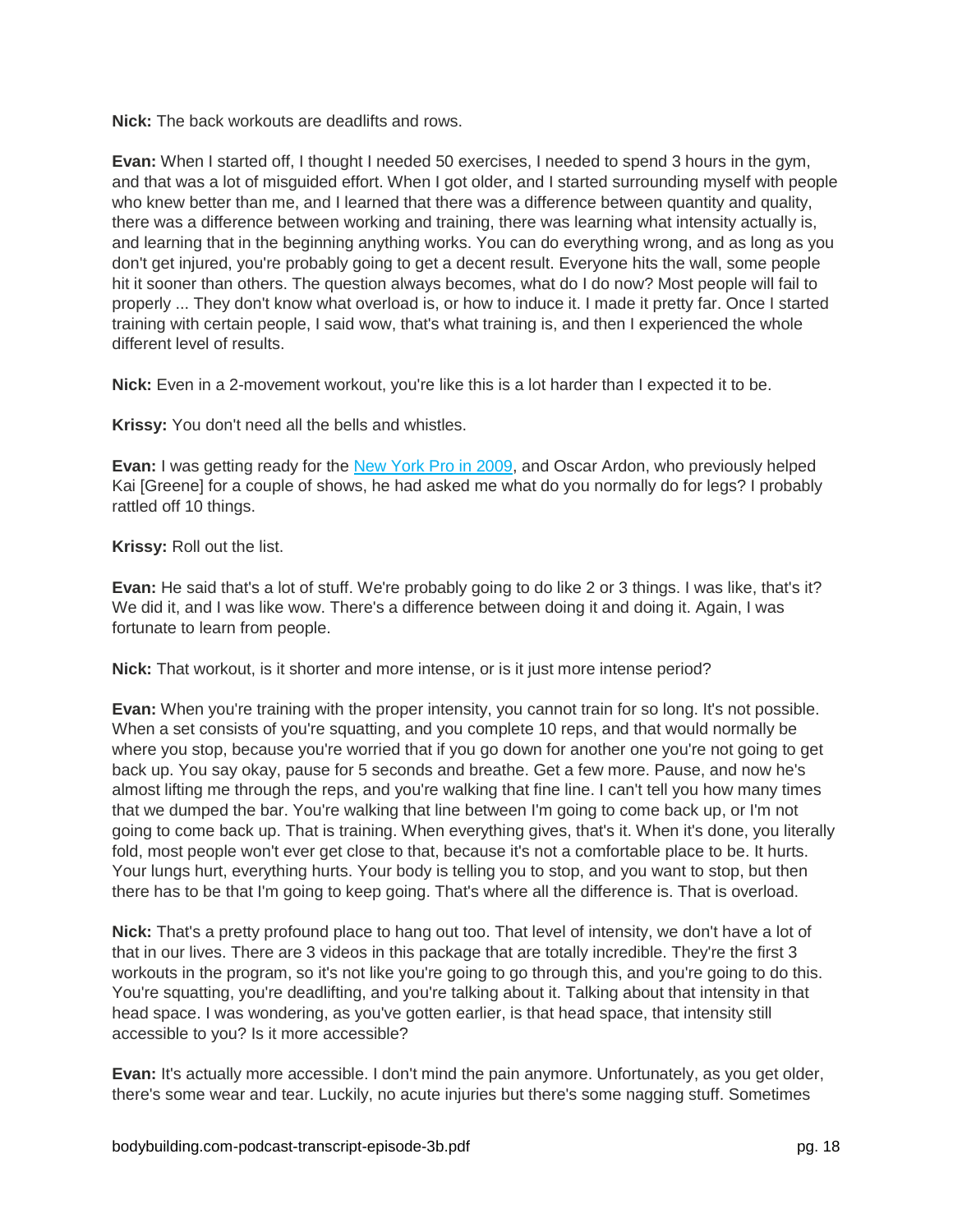**Nick:** The back workouts are deadlifts and rows.

**Evan:** When I started off, I thought I needed 50 exercises, I needed to spend 3 hours in the gym, and that was a lot of misguided effort. When I got older, and I started surrounding myself with people who knew better than me, and I learned that there was a difference between quantity and quality, there was a difference between working and training, there was learning what intensity actually is, and learning that in the beginning anything works. You can do everything wrong, and as long as you don't get injured, you're probably going to get a decent result. Everyone hits the wall, some people hit it sooner than others. The question always becomes, what do I do now? Most people will fail to properly ... They don't know what overload is, or how to induce it. I made it pretty far. Once I started training with certain people, I said wow, that's what training is, and then I experienced the whole different level of results.

**Nick:** Even in a 2-movement workout, you're like this is a lot harder than I expected it to be.

**Krissy:** You don't need all the bells and whistles.

**Evan:** I was getting ready for the [New York Pro in 2009](), and Oscar Ardon, who previously helped Kai [Greene] for a couple of shows, he had asked me what do you normally do for legs? I probably rattled off 10 things.

**Krissy:** Roll out the list.

**Evan:** He said that's a lot of stuff. We're probably going to do like 2 or 3 things. I was like, that's it? We did it, and I was like wow. There's a difference between doing it and doing it. Again, I was fortunate to learn from people.

**Nick:** That workout, is it shorter and more intense, or is it just more intense period?

**Evan:** When you're training with the proper intensity, you cannot train for so long. It's not possible. When a set consists of you're squatting, and you complete 10 reps, and that would normally be where you stop, because you're worried that if you go down for another one you're not going to get back up. You say okay, pause for 5 seconds and breathe. Get a few more. Pause, and now he's almost lifting me through the reps, and you're walking that fine line. I can't tell you how many times that we dumped the bar. You're walking that line between I'm going to come back up, or I'm not going to come back up. That is training. When everything gives, that's it. When it's done, you literally fold, most people won't ever get close to that, because it's not a comfortable place to be. It hurts. Your lungs hurt, everything hurts. Your body is telling you to stop, and you want to stop, but then there has to be that I'm going to keep going. That's where all the difference is. That is overload.

**Nick:** That's a pretty profound place to hang out too. That level of intensity, we don't have a lot of that in our lives. There are 3 videos in this package that are totally incredible. They're the first 3 workouts in the program, so it's not like you're going to go through this, and you're going to do this. You're squatting, you're deadlifting, and you're talking about it. Talking about that intensity in that head space. I was wondering, as you've gotten earlier, is that head space, that intensity still accessible to you? Is it more accessible?

**Evan:** It's actually more accessible. I don't mind the pain anymore. Unfortunately, as you get older, there's some wear and tear. Luckily, no acute injuries but there's some nagging stuff. Sometimes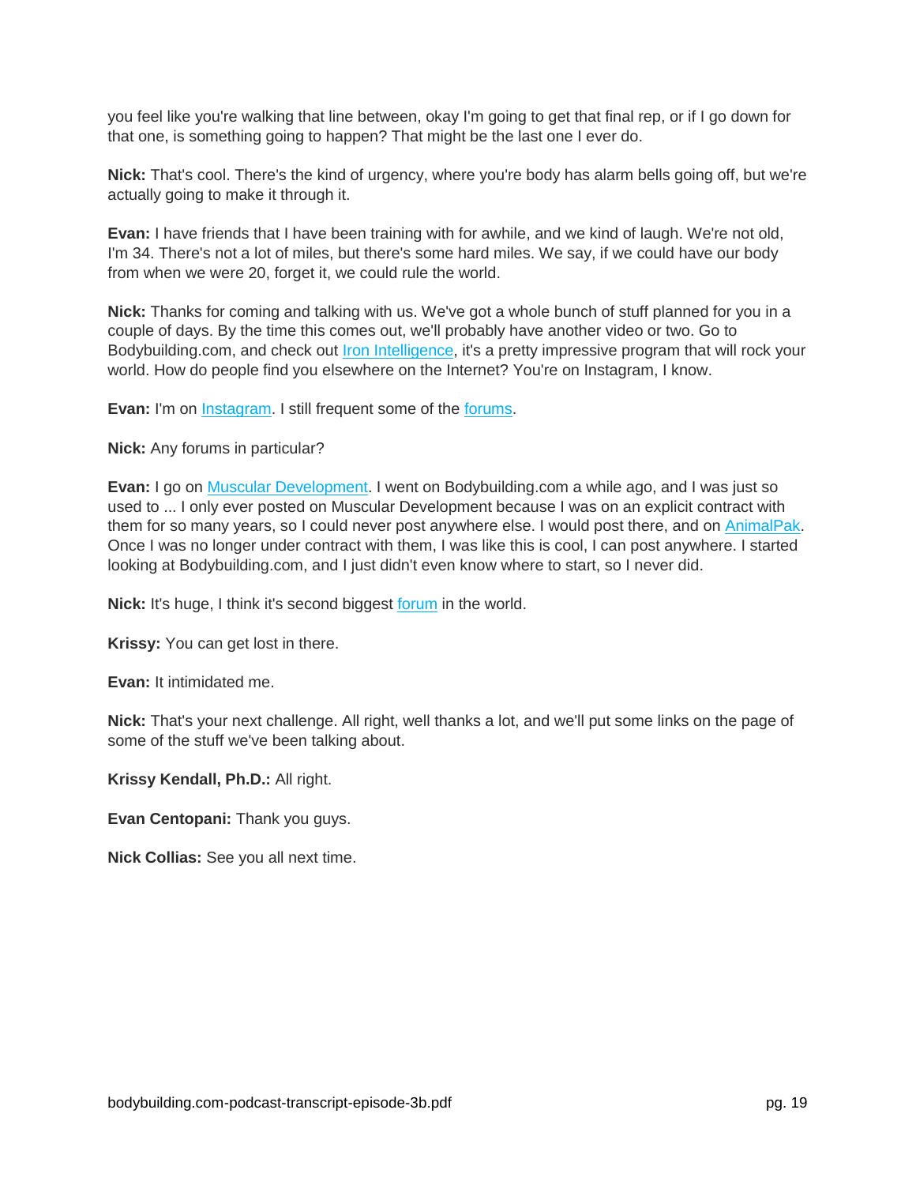you feel like you're walking that line between, okay I'm going to get that final rep, or if I go down for that one, is something going to happen? That might be the last one I ever do.

**Nick:** That's cool. There's the kind of urgency, where you're body has alarm bells going off, but we're actually going to make it through it.

**Evan:** I have friends that I have been training with for awhile, and we kind of laugh. We're not old, I'm 34. There's not a lot of miles, but there's some hard miles. We say, if we could have our body from when we were 20, forget it, we could rule the world.

**Nick:** Thanks for coming and talking with us. We've got a whole bunch of stuff planned for you in a couple of days. By the time this comes out, we'll probably have another video or two. Go to Bodybuilding.com, and check out Iron Intelligence, it's a pretty impressive program that will rock your world. How do people find you elsewhere on the Internet? You're on Instagram, I know.

**Evan:** I'm on Instagram. I still frequent some of the forums.

**Nick:** Any forums in particular?

**Evan:** I go on Muscular Development. I went on Bodybuilding.com a while ago, and I was just so used to ... I only ever posted on Muscular Development because I was on an explicit contract with them for so many years, so I could never post anywhere else. I would post there, and on AnimalPak. Once I was no longer under contract with them, I was like this is cool, I can post anywhere. I started looking at Bodybuilding.com, and I just didn't even know where to start, so I never did.

**Nick:** It's huge, I think it's second biggest forum in the world.

**Krissy:** You can get lost in there.

**Evan:** It intimidated me.

**Nick:** That's your next challenge. All right, well thanks a lot, and we'll put some links on the page of some of the stuff we've been talking about.

**Krissy Kendall, Ph.D.:** All right.

**Evan Centopani:** Thank you guys.

**Nick Collias:** See you all next time.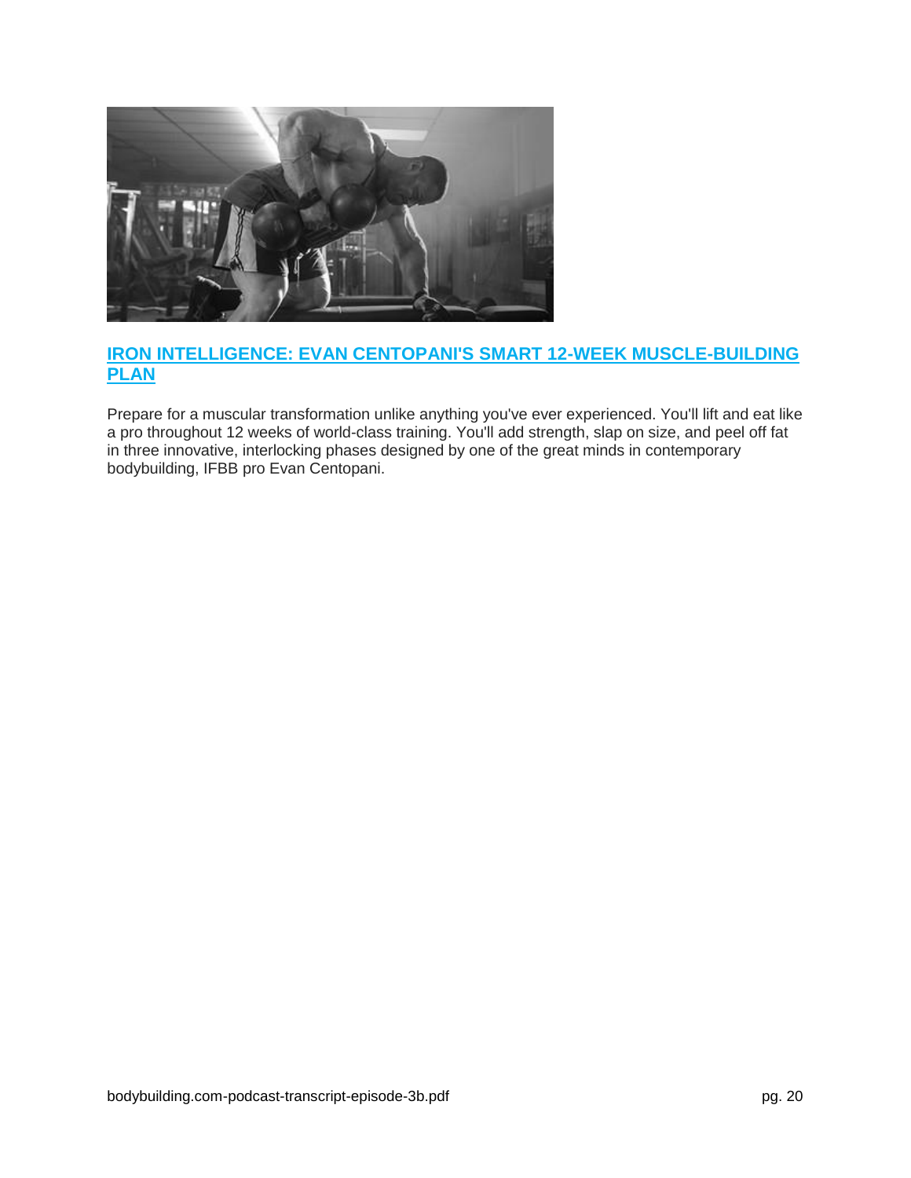## [IRON INTELLIGENCE: EVAN CENTOPANI'S SMART 12-WEEK MUSCLE-BUILDING PLAN]

Prepare for a muscular transformation unlike anything you've ever experienced. You'll lift and eat like a pro throughout 12 weeks of world-class training. You'll add strength, slap on size, and peel off fat in three innovative, interlocking phases designed by one of the great minds in contemporary bodybuilding, IFBB pro Evan Centopani.